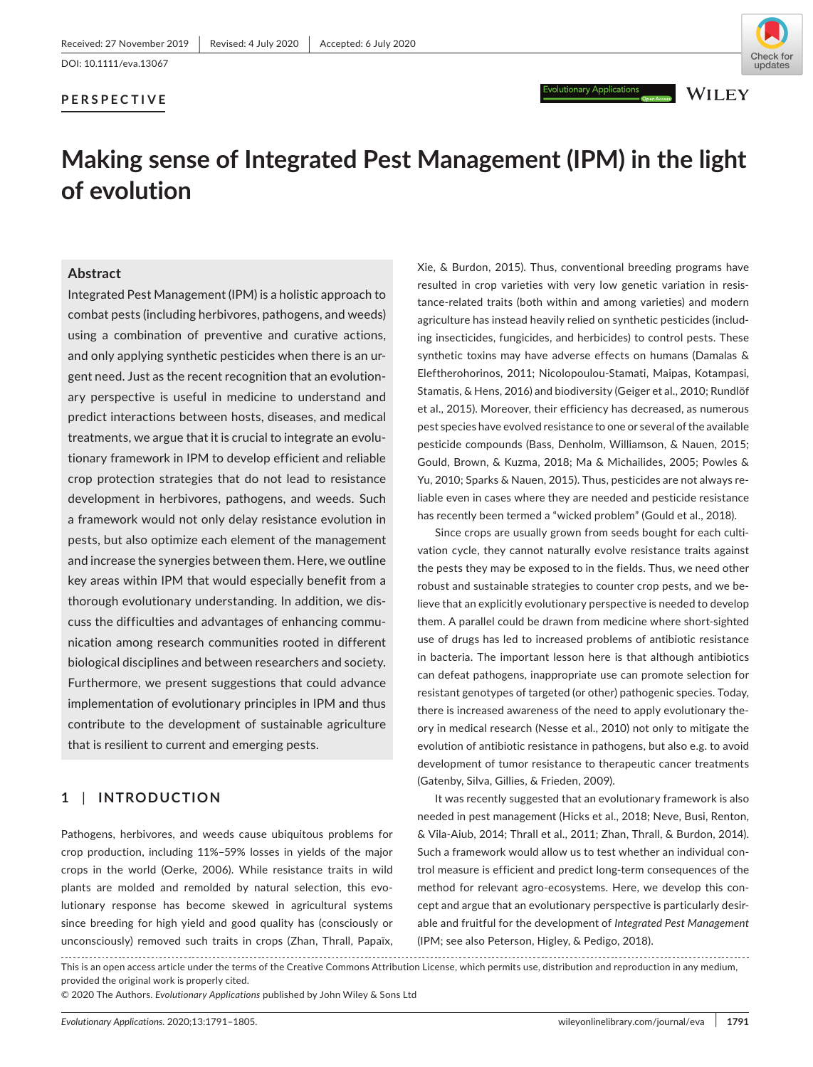Received: 27 November 2019 | Revised: 4 July 2020 | Accepted: 6 July 2020

DOI: 10.1111/eva.13067

**PERSPECTIVE**

# Making sense of Integrated Pest Management (IPM) in the light of evolution

## Abstract

Integrated Pest Management (IPM) is a holistic approach to combat pests (including herbivores, pathogens, and weeds) using a combination of preventive and curative actions, and only applying synthetic pesticides when there is an urgent need. Just as the recent recognition that an evolutionary perspective is useful in medicine to understand and predict interactions between hosts, diseases, and medical treatments, we argue that it is crucial to integrate an evolutionary framework in IPM to develop efficient and reliable crop protection strategies that do not lead to resistance development in herbivores, pathogens, and weeds. Such a framework would not only delay resistance evolution in pests, but also optimize each element of the management and increase the synergies between them. Here, we outline key areas within IPM that would especially benefit from a thorough evolutionary understanding. In addition, we discuss the difficulties and advantages of enhancing communication among research communities rooted in different biological disciplines and between researchers and society. Furthermore, we present suggestions that could advance implementation of evolutionary principles in IPM and thus contribute to the development of sustainable agriculture that is resilient to current and emerging pests.

## 1 | INTRODUCTION

Pathogens, herbivores, and weeds cause ubiquitous problems for crop production, including 11%–59% losses in yields of the major crops in the world (Oerke, 2006). While resistance traits in wild plants are molded and remolded by natural selection, this evolutionary response has become skewed in agricultural systems since breeding for high yield and good quality has (consciously or unconsciously) removed such traits in crops (Zhan, Thrall, Papaïx, Xie, & Burdon, 2015). Thus, conventional breeding programs have resulted in crop varieties with very low genetic variation in resistance-related traits (both within and among varieties) and modern agriculture has instead heavily relied on synthetic pesticides (including insecticides, fungicides, and herbicides) to control pests. These synthetic toxins may have adverse effects on humans (Damalas & Eleftherohorinos, 2011; Nicolopoulou-Stamati, Maipas, Kotampasi, Stamatis, & Hens, 2016) and biodiversity (Geiger et al., 2010; Rundlöf et al., 2015). Moreover, their efficiency has decreased, as numerous pest species have evolved resistance to one or several of the available pesticide compounds (Bass, Denholm, Williamson, & Nauen, 2015; Gould, Brown, & Kuzma, 2018; Ma & Michailides, 2005; Powles & Yu, 2010; Sparks & Nauen, 2015). Thus, pesticides are not always reliable even in cases where they are needed and pesticide resistance has recently been termed a "wicked problem" (Gould et al., 2018).

Since crops are usually grown from seeds bought for each cultivation cycle, they cannot naturally evolve resistance traits against the pests they may be exposed to in the fields. Thus, we need other robust and sustainable strategies to counter crop pests, and we believe that an explicitly evolutionary perspective is needed to develop them. A parallel could be drawn from medicine where short-sighted use of drugs has led to increased problems of antibiotic resistance in bacteria. The important lesson here is that although antibiotics can defeat pathogens, inappropriate use can promote selection for resistant genotypes of targeted (or other) pathogenic species. Today, there is increased awareness of the need to apply evolutionary theory in medical research (Nesse et al., 2010) not only to mitigate the evolution of antibiotic resistance in pathogens, but also e.g. to avoid development of tumor resistance to therapeutic cancer treatments (Gatenby, Silva, Gillies, & Frieden, 2009).

It was recently suggested that an evolutionary framework is also needed in pest management (Hicks et al., 2018; Neve, Busi, Renton, & Vila-Aiub, 2014; Thrall et al., 2011; Zhan, Thrall, & Burdon, 2014). Such a framework would allow us to test whether an individual control measure is efficient and predict long-term consequences of the method for relevant agro-ecosystems. Here, we develop this concept and argue that an evolutionary perspective is particularly desirable and fruitful for the development of *Integrated Pest Management* (IPM; see also Peterson, Higley, & Pedigo, 2018).

---

This is an open access article under the terms of the Creative Commons Attribution License, which permits use, distribution and reproduction in any medium, provided the original work is properly cited.

© 2020 The Authors. *Evolutionary Applications* published by John Wiley & Sons Ltd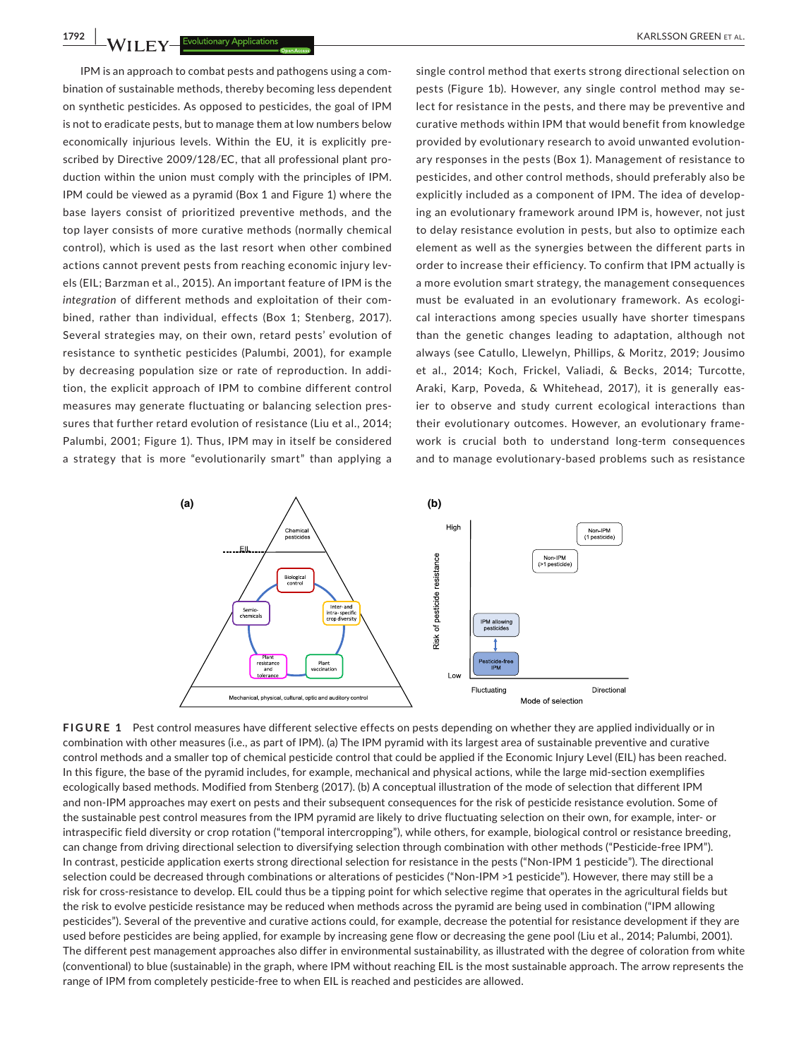IPM is an approach to combat pests and pathogens using a combination of sustainable methods, thereby becoming less dependent on synthetic pesticides. As opposed to pesticides, the goal of IPM is not to eradicate pests, but to manage them at low numbers below economically injurious levels. Within the EU, it is explicitly prescribed by Directive 2009/128/EC, that all professional plant production within the union must comply with the principles of IPM. IPM could be viewed as a pyramid (Box 1 and Figure 1) where the base layers consist of prioritized preventive methods, and the top layer consists of more curative methods (normally chemical control), which is used as the last resort when other combined actions cannot prevent pests from reaching economic injury levels (EIL; Barzman et al., 2015). An important feature of IPM is the *integration* of different methods and exploitation of their combined, rather than individual, effects (Box 1; Stenberg, 2017). Several strategies may, on their own, retard pests' evolution of resistance to synthetic pesticides (Palumbi, 2001), for example by decreasing population size or rate of reproduction. In addition, the explicit approach of IPM to combine different control measures may generate fluctuating or balancing selection pressures that further retard evolution of resistance (Liu et al., 2014; Palumbi, 2001; Figure 1). Thus, IPM may in itself be considered a strategy that is more "evolutionarily smart" than applying a single control method that exerts strong directional selection on pests (Figure 1b). However, any single control method may select for resistance in the pests, and there may be preventive and curative methods within IPM that would benefit from knowledge provided by evolutionary research to avoid unwanted evolutionary responses in the pests (Box 1). Management of resistance to pesticides, and other control methods, should preferably also be explicitly included as a component of IPM. The idea of developing an evolutionary framework around IPM is, however, not just to delay resistance evolution in pests, but also to optimize each element as well as the synergies between the different parts in order to increase their efficiency. To confirm that IPM actually is a more evolution smart strategy, the management consequences must be evaluated in an evolutionary framework. As ecological interactions among species usually have shorter timespans than the genetic changes leading to adaptation, although not always (see Catullo, Llewelyn, Phillips, & Moritz, 2019; Jousimo et al., 2014; Koch, Frickel, Valiadi, & Becks, 2014; Turcotte, Araki, Karp, Poveda, & Whitehead, 2017), it is generally easier to observe and study current ecological interactions than their evolutionary outcomes. However, an evolutionary framework is crucial both to understand long-term consequences and to manage evolutionary-based problems such as resistance

**FIGURE 1** Pest control measures have different selective effects on pests depending on whether they are applied individually or in combination with other measures (i.e., as part of IPM). (a) The IPM pyramid with its largest area of sustainable preventive and curative control methods and a smaller top of chemical pesticide control that could be applied if the Economic Injury Level (EIL) has been reached. In this figure, the base of the pyramid includes, for example, mechanical and physical actions, while the large mid-section exemplifies ecologically based methods. Modified from Stenberg (2017). (b) A conceptual illustration of the mode of selection that different IPM and non-IPM approaches may exert on pests and their subsequent consequences for the risk of pesticide resistance evolution. Some of the sustainable pest control measures from the IPM pyramid are likely to drive fluctuating selection on their own, for example, inter- or intraspecific field diversity or crop rotation ("temporal intercropping"), while others, for example, biological control or resistance breeding, can change from driving directional selection to diversifying selection through combination with other methods ("Pesticide-free IPM"). In contrast, pesticide application exerts strong directional selection for resistance in the pests ("Non-IPM 1 pesticide"). The directional selection could be decreased through combinations or alterations of pesticides ("Non-IPM >1 pesticide"). However, there may still be a risk for cross-resistance to develop. EIL could thus be a tipping point for which selective regime that operates in the agricultural fields but the risk to evolve pesticide resistance may be reduced when methods across the pyramid are being used in combination ("IPM allowing pesticides"). Several of the preventive and curative actions could, for example, decrease the potential for resistance development if they are used before pesticides are being applied, for example by increasing gene flow or decreasing the gene pool (Liu et al., 2014; Palumbi, 2001). The different pest management approaches also differ in environmental sustainability, as illustrated with the degree of coloration from white (conventional) to blue (sustainable) in the graph, where IPM without reaching EIL is the most sustainable approach. The arrow represents the range of IPM from completely pesticide-free to when EIL is reached and pesticides are allowed.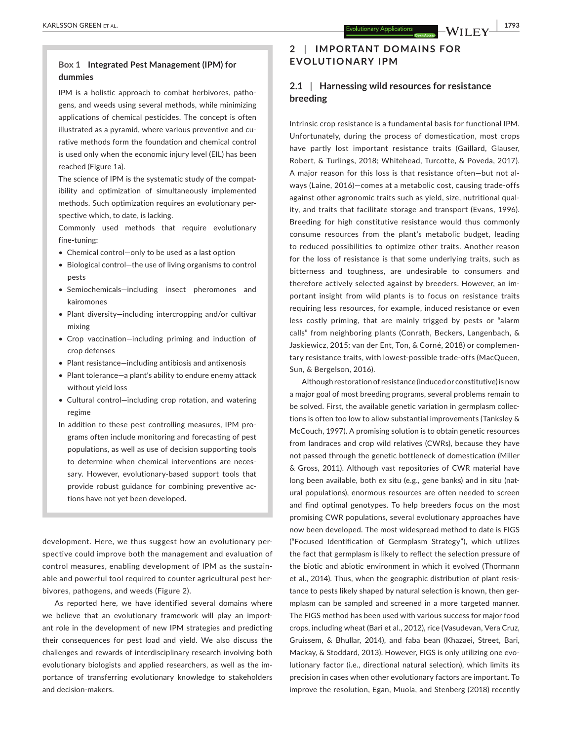**Box 1 Integrated Pest Management (IPM) for dummies**

IPM is a holistic approach to combat herbivores, pathogens, and weeds using several methods, while minimizing applications of chemical pesticides. The concept is often illustrated as a pyramid, where various preventive and curative methods form the foundation and chemical control is used only when the economic injury level (EIL) has been reached (Figure 1a).

The science of IPM is the systematic study of the compatibility and optimization of simultaneously implemented methods. Such optimization requires an evolutionary perspective which, to date, is lacking.

Commonly used methods that require evolutionary fine-tuning:

- Chemical control—only to be used as a last option
- Biological control—the use of living organisms to control pests
- Semiochemicals—including insect pheromones and kairomones
- Plant diversity—including intercropping and/or cultivar mixing
- Crop vaccination—including priming and induction of crop defenses
- Plant resistance—including antibiosis and antixenosis
- Plant tolerance—a plant's ability to endure enemy attack without yield loss
- Cultural control—including crop rotation, and watering regime

In addition to these pest controlling measures, IPM programs often include monitoring and forecasting of pest populations, as well as use of decision supporting tools to determine when chemical interventions are necessary. However, evolutionary-based support tools that provide robust guidance for combining preventive actions have not yet been developed.

development. Here, we thus suggest how an evolutionary perspective could improve both the management and evaluation of control measures, enabling development of IPM as the sustainable and powerful tool required to counter agricultural pest herbivores, pathogens, and weeds (Figure 2).

As reported here, we have identified several domains where we believe that an evolutionary framework will play an important role in the development of new IPM strategies and predicting their consequences for pest load and yield. We also discuss the challenges and rewards of interdisciplinary research involving both evolutionary biologists and applied researchers, as well as the importance of transferring evolutionary knowledge to stakeholders and decision-makers.

## 2 | IMPORTANT DOMAINS FOR EVOLUTIONARY IPM

### 2.1 | Harnessing wild resources for resistance breeding

Intrinsic crop resistance is a fundamental basis for functional IPM. Unfortunately, during the process of domestication, most crops have partly lost important resistance traits (Gaillard, Glauser, Robert, & Turlings, 2018; Whitehead, Turcotte, & Poveda, 2017). A major reason for this loss is that resistance often—but not always (Laine, 2016)—comes at a metabolic cost, causing trade-offs against other agronomic traits such as yield, size, nutritional quality, and traits that facilitate storage and transport (Evans, 1996). Breeding for high constitutive resistance would thus commonly consume resources from the plant's metabolic budget, leading to reduced possibilities to optimize other traits. Another reason for the loss of resistance is that some underlying traits, such as bitterness and toughness, are undesirable to consumers and therefore actively selected against by breeders. However, an important insight from wild plants is to focus on resistance traits requiring less resources, for example, induced resistance or even less costly priming, that are mainly trigged by pests or "alarm calls" from neighboring plants (Conrath, Beckers, Langenbach, & Jaskiewicz, 2015; van der Ent, Ton, & Corné, 2018) or complementary resistance traits, with lowest-possible trade-offs (MacQueen, Sun, & Bergelson, 2016).

Although restoration of resistance (induced or constitutive) is now a major goal of most breeding programs, several problems remain to be solved. First, the available genetic variation in germplasm collections is often too low to allow substantial improvements (Tanksley & McCouch, 1997). A promising solution is to obtain genetic resources from landraces and crop wild relatives (CWRs), because they have not passed through the genetic bottleneck of domestication (Miller & Gross, 2011). Although vast repositories of CWR material have long been available, both ex situ (e.g., gene banks) and in situ (natural populations), enormous resources are often needed to screen and find optimal genotypes. To help breeders focus on the most promising CWR populations, several evolutionary approaches have now been developed. The most widespread method to date is FIGS ("Focused Identification of Germplasm Strategy"), which utilizes the fact that germplasm is likely to reflect the selection pressure of the biotic and abiotic environment in which it evolved (Thormann et al., 2014). Thus, when the geographic distribution of plant resistance to pests likely shaped by natural selection is known, then germplasm can be sampled and screened in a more targeted manner. The FIGS method has been used with various success for major food crops, including wheat (Bari et al., 2012), rice (Vasudevan, Vera Cruz, Gruissem, & Bhullar, 2014), and faba bean (Khazaei, Street, Bari, Mackay, & Stoddard, 2013). However, FIGS is only utilizing one evolutionary factor (i.e., directional natural selection), which limits its precision in cases when other evolutionary factors are important. To improve the resolution, Egan, Muola, and Stenberg (2018) recently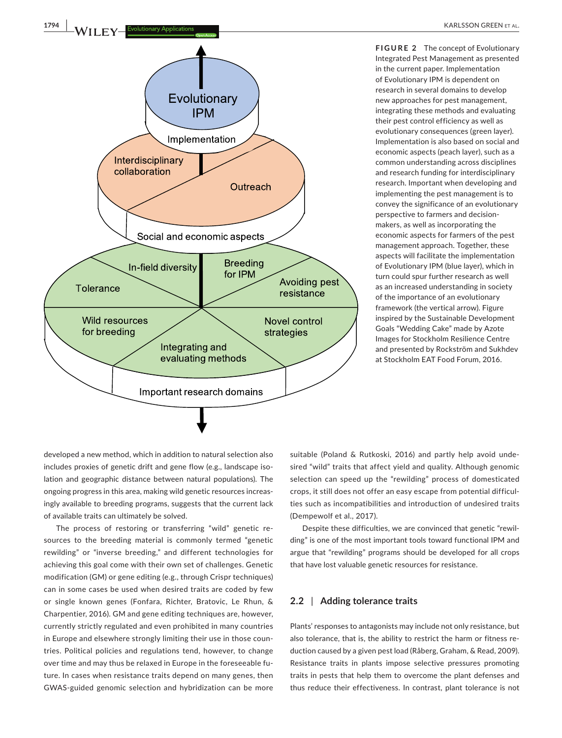**FIGURE 2** The concept of Evolutionary Integrated Pest Management as presented in the current paper. Implementation of Evolutionary IPM is dependent on research in several domains to develop new approaches for pest management, integrating these methods and evaluating their pest control efficiency as well as evolutionary consequences (green layer). Implementation is also based on social and economic aspects (peach layer), such as a common understanding across disciplines and research funding for interdisciplinary research. Important when developing and implementing the pest management is to convey the significance of an evolutionary perspective to farmers and decision-makers, as well as incorporating the economic aspects for farmers of the pest management approach. Together, these aspects will facilitate the implementation of Evolutionary IPM (blue layer), which in turn could spur further research as well as an increased understanding in society of the importance of an evolutionary framework (the vertical arrow). Figure inspired by the Sustainable Development Goals "Wedding Cake" made by Azote Images for Stockholm Resilience Centre and presented by Rockström and Sukhdev at Stockholm EAT Food Forum, 2016.

developed a new method, which in addition to natural selection also includes proxies of genetic drift and gene flow (e.g., landscape isolation and geographic distance between natural populations). The ongoing progress in this area, making wild genetic resources increasingly available to breeding programs, suggests that the current lack of available traits can ultimately be solved.

The process of restoring or transferring "wild" genetic resources to the breeding material is commonly termed "genetic rewilding" or "inverse breeding," and different technologies for achieving this goal come with their own set of challenges. Genetic modification (GM) or gene editing (e.g., through Crispr techniques) can in some cases be used when desired traits are coded by few or single known genes (Fonfara, Richter, Bratovic, Le Rhun, & Charpentier, 2016). GM and gene editing techniques are, however, currently strictly regulated and even prohibited in many countries in Europe and elsewhere strongly limiting their use in those countries. Political policies and regulations tend, however, to change over time and may thus be relaxed in Europe in the foreseeable future. In cases when resistance traits depend on many genes, then GWAS-guided genomic selection and hybridization can be more suitable (Poland & Rutkoski, 2016) and partly help avoid undesired "wild" traits that affect yield and quality. Although genomic selection can speed up the "rewilding" process of domesticated crops, it still does not offer an easy escape from potential difficulties such as incompatibilities and introduction of undesired traits (Dempewolf et al., 2017).

Despite these difficulties, we are convinced that genetic "rewilding" is one of the most important tools toward functional IPM and argue that "rewilding" programs should be developed for all crops that have lost valuable genetic resources for resistance.

## 2.2 | Adding tolerance traits

Plants' responses to antagonists may include not only resistance, but also tolerance, that is, the ability to restrict the harm or fitness reduction caused by a given pest load (Råberg, Graham, & Read, 2009). Resistance traits in plants impose selective pressures promoting traits in pests that help them to overcome the plant defenses and thus reduce their effectiveness. In contrast, plant tolerance is not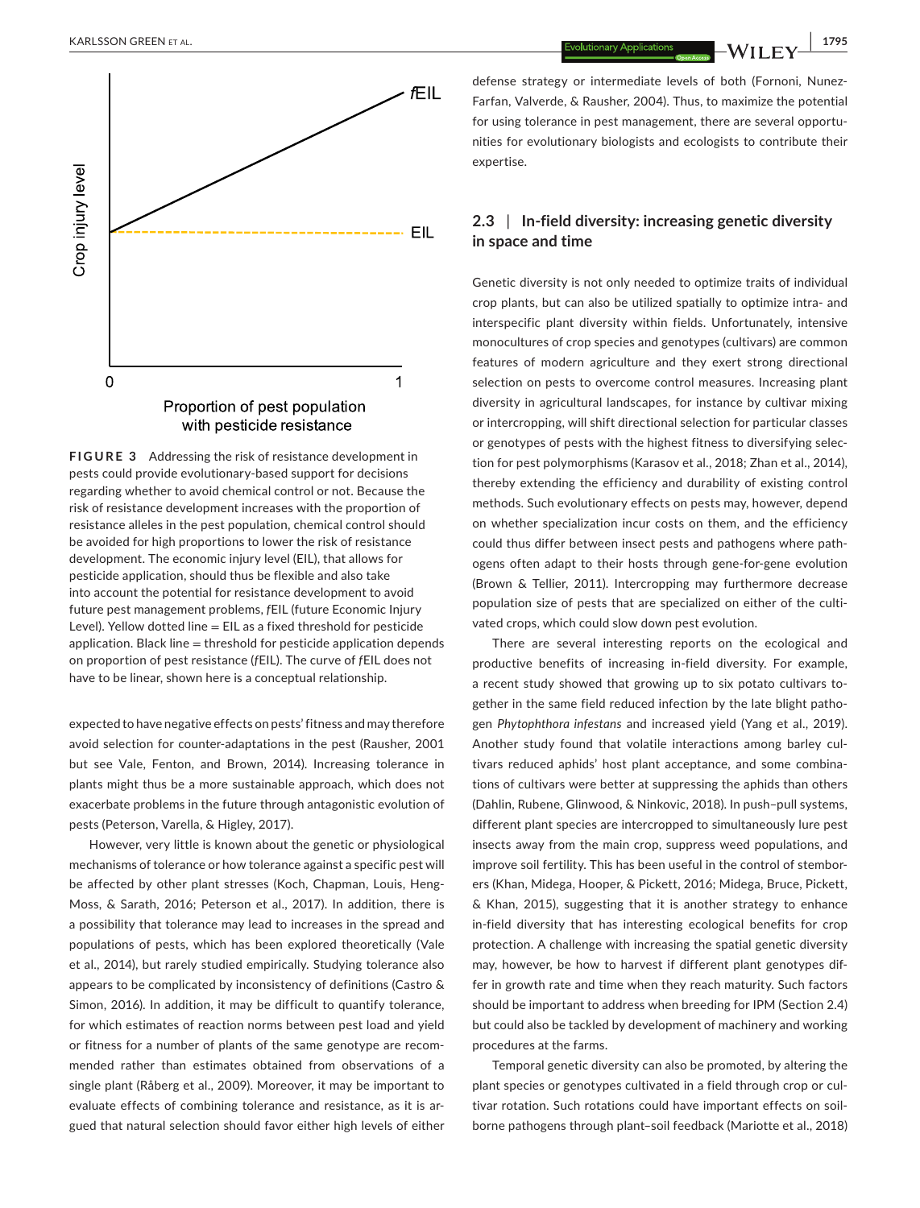**FIGURE 3** Addressing the risk of resistance development in pests could provide evolutionary-based support for decisions regarding whether to avoid chemical control or not. Because the risk of resistance development increases with the proportion of resistance alleles in the pest population, chemical control should be avoided for high proportions to lower the risk of resistance development. The economic injury level (EIL), that allows for pesticide application, should thus be flexible and also take into account the potential for resistance development to avoid future pest management problems, *f*EIL (future Economic Injury Level). Yellow dotted line = EIL as a fixed threshold for pesticide application. Black line = threshold for pesticide application depends on proportion of pest resistance (*f*EIL). The curve of *f*EIL does not have to be linear, shown here is a conceptual relationship.

expected to have negative effects on pests' fitness and may therefore avoid selection for counter-adaptations in the pest (Rausher, 2001 but see Vale, Fenton, and Brown, 2014). Increasing tolerance in plants might thus be a more sustainable approach, which does not exacerbate problems in the future through antagonistic evolution of pests (Peterson, Varella, & Higley, 2017).

However, very little is known about the genetic or physiological mechanisms of tolerance or how tolerance against a specific pest will be affected by other plant stresses (Koch, Chapman, Louis, Heng-Moss, & Sarath, 2016; Peterson et al., 2017). In addition, there is a possibility that tolerance may lead to increases in the spread and populations of pests, which has been explored theoretically (Vale et al., 2014), but rarely studied empirically. Studying tolerance also appears to be complicated by inconsistency of definitions (Castro & Simon, 2016). In addition, it may be difficult to quantify tolerance, for which estimates of reaction norms between pest load and yield or fitness for a number of plants of the same genotype are recommended rather than estimates obtained from observations of a single plant (Råberg et al., 2009). Moreover, it may be important to evaluate effects of combining tolerance and resistance, as it is argued that natural selection should favor either high levels of either defense strategy or intermediate levels of both (Fornoni, Nunez-Farfan, Valverde, & Rausher, 2004). Thus, to maximize the potential for using tolerance in pest management, there are several opportunities for evolutionary biologists and ecologists to contribute their expertise.

### 2.3 | In-field diversity: increasing genetic diversity in space and time

Genetic diversity is not only needed to optimize traits of individual crop plants, but can also be utilized spatially to optimize intra- and interspecific plant diversity within fields. Unfortunately, intensive monocultures of crop species and genotypes (cultivars) are common features of modern agriculture and they exert strong directional selection on pests to overcome control measures. Increasing plant diversity in agricultural landscapes, for instance by cultivar mixing or intercropping, will shift directional selection for particular classes or genotypes of pests with the highest fitness to diversifying selection for pest polymorphisms (Karasov et al., 2018; Zhan et al., 2014), thereby extending the efficiency and durability of existing control methods. Such evolutionary effects on pests may, however, depend on whether specialization incur costs on them, and the efficiency could thus differ between insect pests and pathogens where pathogens often adapt to their hosts through gene-for-gene evolution (Brown & Tellier, 2011). Intercropping may furthermore decrease population size of pests that are specialized on either of the cultivated crops, which could slow down pest evolution.

There are several interesting reports on the ecological and productive benefits of increasing in-field diversity. For example, a recent study showed that growing up to six potato cultivars together in the same field reduced infection by the late blight pathogen *Phytophthora infestans* and increased yield (Yang et al., 2019). Another study found that volatile interactions among barley cultivars reduced aphids' host plant acceptance, and some combinations of cultivars were better at suppressing the aphids than others (Dahlin, Rubene, Glinwood, & Ninkovic, 2018). In push–pull systems, different plant species are intercropped to simultaneously lure pest insects away from the main crop, suppress weed populations, and improve soil fertility. This has been useful in the control of stemborers (Khan, Midega, Hooper, & Pickett, 2016; Midega, Bruce, Pickett, & Khan, 2015), suggesting that it is another strategy to enhance in-field diversity that has interesting ecological benefits for crop protection. A challenge with increasing the spatial genetic diversity may, however, be how to harvest if different plant genotypes differ in growth rate and time when they reach maturity. Such factors should be important to address when breeding for IPM (Section 2.4) but could also be tackled by development of machinery and working procedures at the farms.

Temporal genetic diversity can also be promoted, by altering the plant species or genotypes cultivated in a field through crop or cultivar rotation. Such rotations could have important effects on soil-borne pathogens through plant–soil feedback (Mariotte et al., 2018)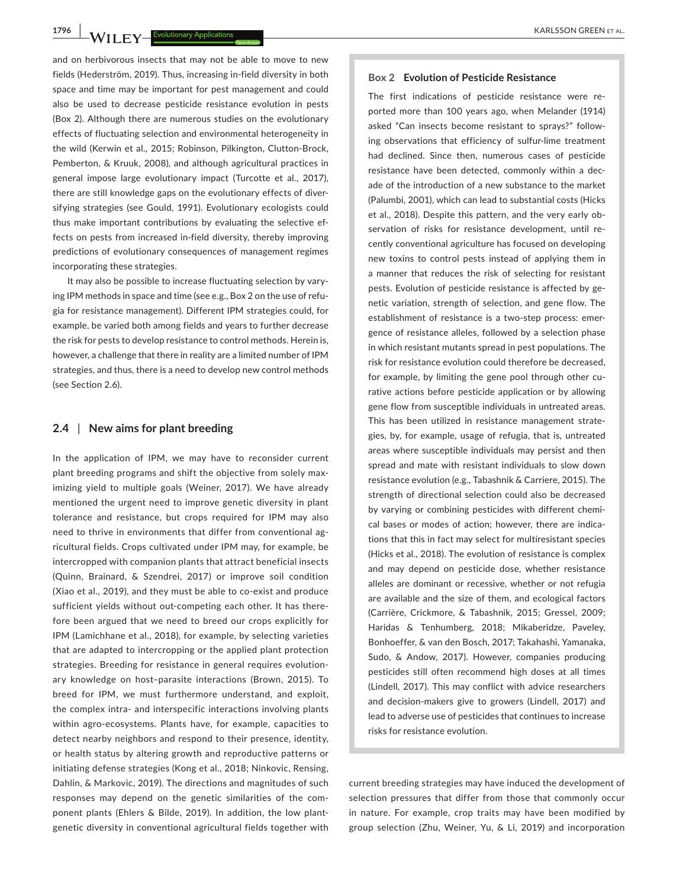and on herbivorous insects that may not be able to move to new fields (Hederström, 2019). Thus, increasing in-field diversity in both space and time may be important for pest management and could also be used to decrease pesticide resistance evolution in pests (Box 2). Although there are numerous studies on the evolutionary effects of fluctuating selection and environmental heterogeneity in the wild (Kerwin et al., 2015; Robinson, Pilkington, Clutton-Brock, Pemberton, & Kruuk, 2008), and although agricultural practices in general impose large evolutionary impact (Turcotte et al., 2017), there are still knowledge gaps on the evolutionary effects of diversifying strategies (see Gould, 1991). Evolutionary ecologists could thus make important contributions by evaluating the selective effects on pests from increased in-field diversity, thereby improving predictions of evolutionary consequences of management regimes incorporating these strategies.

It may also be possible to increase fluctuating selection by varying IPM methods in space and time (see e.g., Box 2 on the use of refugia for resistance management). Different IPM strategies could, for example, be varied both among fields and years to further decrease the risk for pests to develop resistance to control methods. Herein is, however, a challenge that there in reality are a limited number of IPM strategies, and thus, there is a need to develop new control methods (see Section 2.6).

## 2.4 | New aims for plant breeding

In the application of IPM, we may have to reconsider current plant breeding programs and shift the objective from solely maximizing yield to multiple goals (Weiner, 2017). We have already mentioned the urgent need to improve genetic diversity in plant tolerance and resistance, but crops required for IPM may also need to thrive in environments that differ from conventional agricultural fields. Crops cultivated under IPM may, for example, be intercropped with companion plants that attract beneficial insects (Quinn, Brainard, & Szendrei, 2017) or improve soil condition (Xiao et al., 2019), and they must be able to co-exist and produce sufficient yields without out-competing each other. It has therefore been argued that we need to breed our crops explicitly for IPM (Lamichhane et al., 2018), for example, by selecting varieties that are adapted to intercropping or the applied plant protection strategies. Breeding for resistance in general requires evolutionary knowledge on host–parasite interactions (Brown, 2015). To breed for IPM, we must furthermore understand, and exploit, the complex intra- and interspecific interactions involving plants within agro-ecosystems. Plants have, for example, capacities to detect nearby neighbors and respond to their presence, identity, or health status by altering growth and reproductive patterns or initiating defense strategies (Kong et al., 2018; Ninkovic, Rensing, Dahlin, & Markovic, 2019). The directions and magnitudes of such responses may depend on the genetic similarities of the component plants (Ehlers & Bilde, 2019). In addition, the low plant-genetic diversity in conventional agricultural fields together with current breeding strategies may have induced the development of selection pressures that differ from those that commonly occur in nature. For example, crop traits may have been modified by group selection (Zhu, Weiner, Yu, & Li, 2019) and incorporation

> **Box 2 Evolution of Pesticide Resistance**
>
> The first indications of pesticide resistance were reported more than 100 years ago, when Melander (1914) asked "Can insects become resistant to sprays?" following observations that efficiency of sulfur-lime treatment had declined. Since then, numerous cases of pesticide resistance have been detected, commonly within a decade of the introduction of a new substance to the market (Palumbi, 2001), which can lead to substantial costs (Hicks et al., 2018). Despite this pattern, and the very early observation of risks for resistance development, until recently conventional agriculture has focused on developing new toxins to control pests instead of applying them in a manner that reduces the risk of selecting for resistant pests. Evolution of pesticide resistance is affected by genetic variation, strength of selection, and gene flow. The establishment of resistance is a two-step process: emergence of resistance alleles, followed by a selection phase in which resistant mutants spread in pest populations. The risk for resistance evolution could therefore be decreased, for example, by limiting the gene pool through other curative actions before pesticide application or by allowing gene flow from susceptible individuals in untreated areas. This has been utilized in resistance management strategies, by, for example, usage of refugia, that is, untreated areas where susceptible individuals may persist and then spread and mate with resistant individuals to slow down resistance evolution (e.g., Tabashnik & Carriere, 2015). The strength of directional selection could also be decreased by varying or combining pesticides with different chemical bases or modes of action; however, there are indications that this in fact may select for multiresistant species (Hicks et al., 2018). The evolution of resistance is complex and may depend on pesticide dose, whether resistance alleles are dominant or recessive, whether or not refugia are available and the size of them, and ecological factors (Carrière, Crickmore, & Tabashnik, 2015; Gressel, 2009; Haridas & Tenhumberg, 2018; Mikaberidze, Paveley, Bonhoeffer, & van den Bosch, 2017; Takahashi, Yamanaka, Sudo, & Andow, 2017). However, companies producing pesticides still often recommend high doses at all times (Lindell, 2017). This may conflict with advice researchers and decision-makers give to growers (Lindell, 2017) and lead to adverse use of pesticides that continues to increase risks for resistance evolution.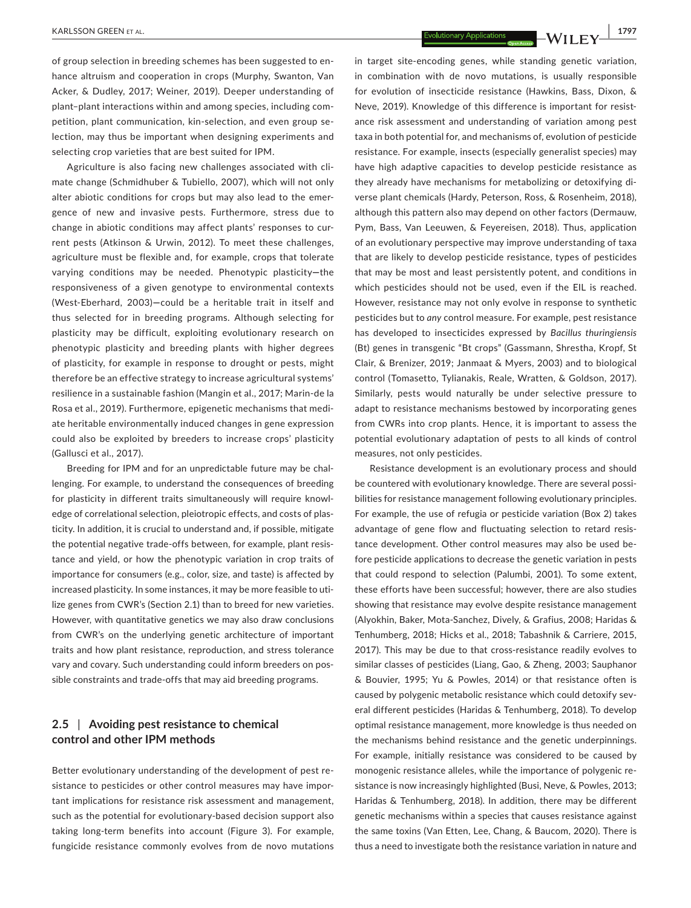of group selection in breeding schemes has been suggested to enhance altruism and cooperation in crops (Murphy, Swanton, Van Acker, & Dudley, 2017; Weiner, 2019). Deeper understanding of plant–plant interactions within and among species, including competition, plant communication, kin-selection, and even group selection, may thus be important when designing experiments and selecting crop varieties that are best suited for IPM.

Agriculture is also facing new challenges associated with climate change (Schmidhuber & Tubiello, 2007), which will not only alter abiotic conditions for crops but may also lead to the emergence of new and invasive pests. Furthermore, stress due to change in abiotic conditions may affect plants' responses to current pests (Atkinson & Urwin, 2012). To meet these challenges, agriculture must be flexible and, for example, crops that tolerate varying conditions may be needed. Phenotypic plasticity—the responsiveness of a given genotype to environmental contexts (West-Eberhard, 2003)—could be a heritable trait in itself and thus selected for in breeding programs. Although selecting for plasticity may be difficult, exploiting evolutionary research on phenotypic plasticity and breeding plants with higher degrees of plasticity, for example in response to drought or pests, might therefore be an effective strategy to increase agricultural systems' resilience in a sustainable fashion (Mangin et al., 2017; Marin-de la Rosa et al., 2019). Furthermore, epigenetic mechanisms that mediate heritable environmentally induced changes in gene expression could also be exploited by breeders to increase crops' plasticity (Gallusci et al., 2017).

Breeding for IPM and for an unpredictable future may be challenging. For example, to understand the consequences of breeding for plasticity in different traits simultaneously will require knowledge of correlational selection, pleiotropic effects, and costs of plasticity. In addition, it is crucial to understand and, if possible, mitigate the potential negative trade-offs between, for example, plant resistance and yield, or how the phenotypic variation in crop traits of importance for consumers (e.g., color, size, and taste) is affected by increased plasticity. In some instances, it may be more feasible to utilize genes from CWR's (Section 2.1) than to breed for new varieties. However, with quantitative genetics we may also draw conclusions from CWR's on the underlying genetic architecture of important traits and how plant resistance, reproduction, and stress tolerance vary and covary. Such understanding could inform breeders on possible constraints and trade-offs that may aid breeding programs.

## 2.5 | Avoiding pest resistance to chemical control and other IPM methods

Better evolutionary understanding of the development of pest resistance to pesticides or other control measures may have important implications for resistance risk assessment and management, such as the potential for evolutionary-based decision support also taking long-term benefits into account (Figure 3). For example, fungicide resistance commonly evolves from de novo mutations in target site-encoding genes, while standing genetic variation, in combination with de novo mutations, is usually responsible for evolution of insecticide resistance (Hawkins, Bass, Dixon, & Neve, 2019). Knowledge of this difference is important for resistance risk assessment and understanding of variation among pest taxa in both potential for, and mechanisms of, evolution of pesticide resistance. For example, insects (especially generalist species) may have high adaptive capacities to develop pesticide resistance as they already have mechanisms for metabolizing or detoxifying diverse plant chemicals (Hardy, Peterson, Ross, & Rosenheim, 2018), although this pattern also may depend on other factors (Dermauw, Pym, Bass, Van Leeuwen, & Feyereisen, 2018). Thus, application of an evolutionary perspective may improve understanding of taxa that are likely to develop pesticide resistance, types of pesticides that may be most and least persistently potent, and conditions in which pesticides should not be used, even if the EIL is reached. However, resistance may not only evolve in response to synthetic pesticides but to *any* control measure. For example, pest resistance has developed to insecticides expressed by *Bacillus thuringiensis* (Bt) genes in transgenic "Bt crops" (Gassmann, Shrestha, Kropf, St Clair, & Brenizer, 2019; Janmaat & Myers, 2003) and to biological control (Tomasetto, Tylianakis, Reale, Wratten, & Goldson, 2017). Similarly, pests would naturally be under selective pressure to adapt to resistance mechanisms bestowed by incorporating genes from CWRs into crop plants. Hence, it is important to assess the potential evolutionary adaptation of pests to all kinds of control measures, not only pesticides.

Resistance development is an evolutionary process and should be countered with evolutionary knowledge. There are several possibilities for resistance management following evolutionary principles. For example, the use of refugia or pesticide variation (Box 2) takes advantage of gene flow and fluctuating selection to retard resistance development. Other control measures may also be used before pesticide applications to decrease the genetic variation in pests that could respond to selection (Palumbi, 2001). To some extent, these efforts have been successful; however, there are also studies showing that resistance may evolve despite resistance management (Alyokhin, Baker, Mota-Sanchez, Dively, & Grafius, 2008; Haridas & Tenhumberg, 2018; Hicks et al., 2018; Tabashnik & Carriere, 2015, 2017). This may be due to that cross-resistance readily evolves to similar classes of pesticides (Liang, Gao, & Zheng, 2003; Sauphanor & Bouvier, 1995; Yu & Powles, 2014) or that resistance often is caused by polygenic metabolic resistance which could detoxify several different pesticides (Haridas & Tenhumberg, 2018). To develop optimal resistance management, more knowledge is thus needed on the mechanisms behind resistance and the genetic underpinnings. For example, initially resistance was considered to be caused by monogenic resistance alleles, while the importance of polygenic resistance is now increasingly highlighted (Busi, Neve, & Powles, 2013; Haridas & Tenhumberg, 2018). In addition, there may be different genetic mechanisms within a species that causes resistance against the same toxins (Van Etten, Lee, Chang, & Baucom, 2020). There is thus a need to investigate both the resistance variation in nature and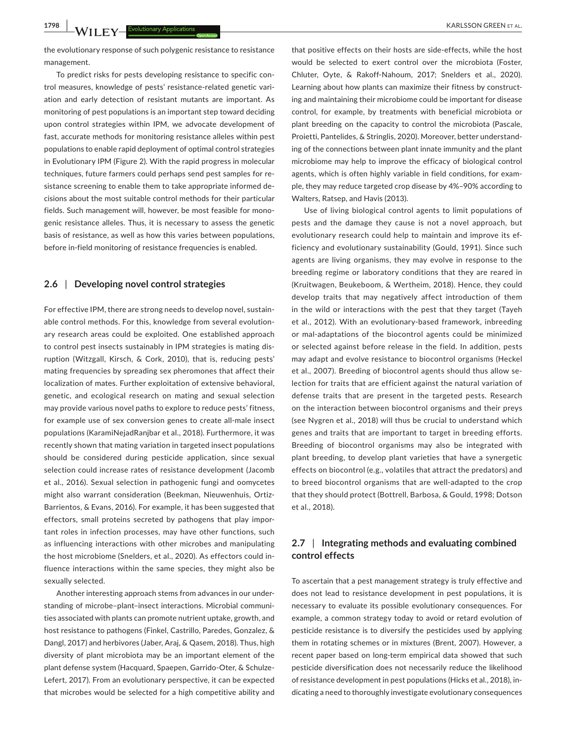the evolutionary response of such polygenic resistance to resistance management.

To predict risks for pests developing resistance to specific control measures, knowledge of pests' resistance-related genetic variation and early detection of resistant mutants are important. As monitoring of pest populations is an important step toward deciding upon control strategies within IPM, we advocate development of fast, accurate methods for monitoring resistance alleles within pest populations to enable rapid deployment of optimal control strategies in Evolutionary IPM (Figure 2). With the rapid progress in molecular techniques, future farmers could perhaps send pest samples for resistance screening to enable them to take appropriate informed decisions about the most suitable control methods for their particular fields. Such management will, however, be most feasible for monogenic resistance alleles. Thus, it is necessary to assess the genetic basis of resistance, as well as how this varies between populations, before in-field monitoring of resistance frequencies is enabled.

### 2.6 | Developing novel control strategies

For effective IPM, there are strong needs to develop novel, sustainable control methods. For this, knowledge from several evolutionary research areas could be exploited. One established approach to control pest insects sustainably in IPM strategies is mating disruption (Witzgall, Kirsch, & Cork, 2010), that is, reducing pests' mating frequencies by spreading sex pheromones that affect their localization of mates. Further exploitation of extensive behavioral, genetic, and ecological research on mating and sexual selection may provide various novel paths to explore to reduce pests' fitness, for example use of sex conversion genes to create all-male insect populations (KaramiNejadRanjbar et al., 2018). Furthermore, it was recently shown that mating variation in targeted insect populations should be considered during pesticide application, since sexual selection could increase rates of resistance development (Jacomb et al., 2016). Sexual selection in pathogenic fungi and oomycetes might also warrant consideration (Beekman, Nieuwenhuis, Ortiz-Barrientos, & Evans, 2016). For example, it has been suggested that effectors, small proteins secreted by pathogens that play important roles in infection processes, may have other functions, such as influencing interactions with other microbes and manipulating the host microbiome (Snelders, et al., 2020). As effectors could influence interactions within the same species, they might also be sexually selected.

Another interesting approach stems from advances in our understanding of microbe–plant–insect interactions. Microbial communities associated with plants can promote nutrient uptake, growth, and host resistance to pathogens (Finkel, Castrillo, Paredes, Gonzalez, & Dangl, 2017) and herbivores (Jaber, Araj, & Qasem, 2018). Thus, high diversity of plant microbiota may be an important element of the plant defense system (Hacquard, Spaepen, Garrido-Oter, & Schulze-Lefert, 2017). From an evolutionary perspective, it can be expected that microbes would be selected for a high competitive ability and that positive effects on their hosts are side-effects, while the host would be selected to exert control over the microbiota (Foster, Chluter, Oyte, & Rakoff-Nahoum, 2017; Snelders et al., 2020). Learning about how plants can maximize their fitness by constructing and maintaining their microbiome could be important for disease control, for example, by treatments with beneficial microbiota or plant breeding on the capacity to control the microbiota (Pascale, Proietti, Pantelides, & Stringlis, 2020). Moreover, better understanding of the connections between plant innate immunity and the plant microbiome may help to improve the efficacy of biological control agents, which is often highly variable in field conditions, for example, they may reduce targeted crop disease by 4%–90% according to Walters, Ratsep, and Havis (2013).

Use of living biological control agents to limit populations of pests and the damage they cause is not a novel approach, but evolutionary research could help to maintain and improve its efficiency and evolutionary sustainability (Gould, 1991). Since such agents are living organisms, they may evolve in response to the breeding regime or laboratory conditions that they are reared in (Kruitwagen, Beukeboom, & Wertheim, 2018). Hence, they could develop traits that may negatively affect introduction of them in the wild or interactions with the pest that they target (Tayeh et al., 2012). With an evolutionary-based framework, inbreeding or mal-adaptations of the biocontrol agents could be minimized or selected against before release in the field. In addition, pests may adapt and evolve resistance to biocontrol organisms (Heckel et al., 2007). Breeding of biocontrol agents should thus allow selection for traits that are efficient against the natural variation of defense traits that are present in the targeted pests. Research on the interaction between biocontrol organisms and their preys (see Nygren et al., 2018) will thus be crucial to understand which genes and traits that are important to target in breeding efforts. Breeding of biocontrol organisms may also be integrated with plant breeding, to develop plant varieties that have a synergetic effects on biocontrol (e.g., volatiles that attract the predators) and to breed biocontrol organisms that are well-adapted to the crop that they should protect (Bottrell, Barbosa, & Gould, 1998; Dotson et al., 2018).

### 2.7 | Integrating methods and evaluating combined control effects

To ascertain that a pest management strategy is truly effective and does not lead to resistance development in pest populations, it is necessary to evaluate its possible evolutionary consequences. For example, a common strategy today to avoid or retard evolution of pesticide resistance is to diversify the pesticides used by applying them in rotating schemes or in mixtures (Brent, 2007). However, a recent paper based on long-term empirical data showed that such pesticide diversification does not necessarily reduce the likelihood of resistance development in pest populations (Hicks et al., 2018), indicating a need to thoroughly investigate evolutionary consequences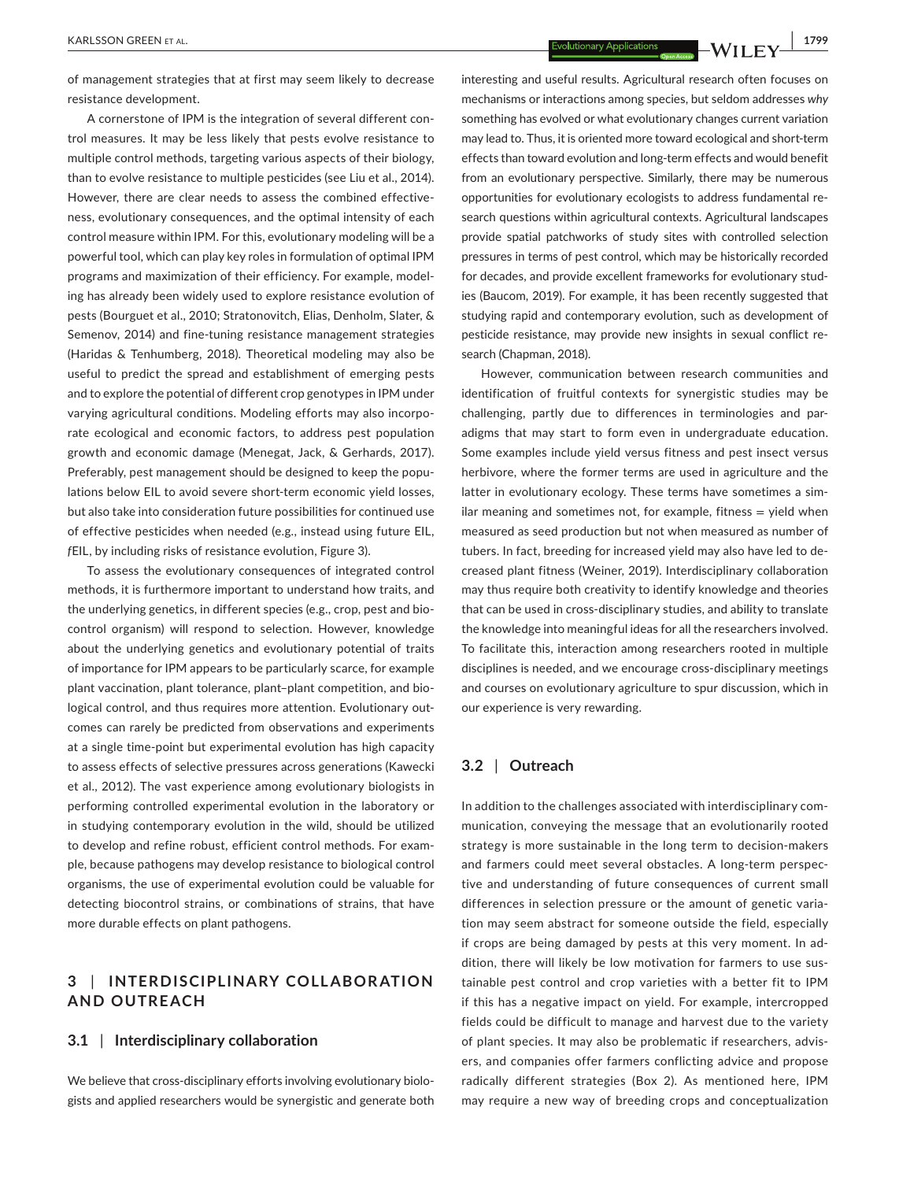of management strategies that at first may seem likely to decrease resistance development.

A cornerstone of IPM is the integration of several different control measures. It may be less likely that pests evolve resistance to multiple control methods, targeting various aspects of their biology, than to evolve resistance to multiple pesticides (see Liu et al., 2014). However, there are clear needs to assess the combined effectiveness, evolutionary consequences, and the optimal intensity of each control measure within IPM. For this, evolutionary modeling will be a powerful tool, which can play key roles in formulation of optimal IPM programs and maximization of their efficiency. For example, modeling has already been widely used to explore resistance evolution of pests (Bourguet et al., 2010; Stratonovitch, Elias, Denholm, Slater, & Semenov, 2014) and fine-tuning resistance management strategies (Haridas & Tenhumberg, 2018). Theoretical modeling may also be useful to predict the spread and establishment of emerging pests and to explore the potential of different crop genotypes in IPM under varying agricultural conditions. Modeling efforts may also incorporate ecological and economic factors, to address pest population growth and economic damage (Menegat, Jack, & Gerhards, 2017). Preferably, pest management should be designed to keep the populations below EIL to avoid severe short-term economic yield losses, but also take into consideration future possibilities for continued use of effective pesticides when needed (e.g., instead using future EIL, *f*EIL, by including risks of resistance evolution, Figure 3).

To assess the evolutionary consequences of integrated control methods, it is furthermore important to understand how traits, and the underlying genetics, in different species (e.g., crop, pest and biocontrol organism) will respond to selection. However, knowledge about the underlying genetics and evolutionary potential of traits of importance for IPM appears to be particularly scarce, for example plant vaccination, plant tolerance, plant–plant competition, and biological control, and thus requires more attention. Evolutionary outcomes can rarely be predicted from observations and experiments at a single time-point but experimental evolution has high capacity to assess effects of selective pressures across generations (Kawecki et al., 2012). The vast experience among evolutionary biologists in performing controlled experimental evolution in the laboratory or in studying contemporary evolution in the wild, should be utilized to develop and refine robust, efficient control methods. For example, because pathogens may develop resistance to biological control organisms, the use of experimental evolution could be valuable for detecting biocontrol strains, or combinations of strains, that have more durable effects on plant pathogens.

# 3 | INTERDISCIPLINARY COLLABORATION AND OUTREACH

## 3.1 | Interdisciplinary collaboration

We believe that cross-disciplinary efforts involving evolutionary biologists and applied researchers would be synergistic and generate both interesting and useful results. Agricultural research often focuses on mechanisms or interactions among species, but seldom addresses *why* something has evolved or what evolutionary changes current variation may lead to. Thus, it is oriented more toward ecological and short-term effects than toward evolution and long-term effects and would benefit from an evolutionary perspective. Similarly, there may be numerous opportunities for evolutionary ecologists to address fundamental research questions within agricultural contexts. Agricultural landscapes provide spatial patchworks of study sites with controlled selection pressures in terms of pest control, which may be historically recorded for decades, and provide excellent frameworks for evolutionary studies (Baucom, 2019). For example, it has been recently suggested that studying rapid and contemporary evolution, such as development of pesticide resistance, may provide new insights in sexual conflict research (Chapman, 2018).

However, communication between research communities and identification of fruitful contexts for synergistic studies may be challenging, partly due to differences in terminologies and paradigms that may start to form even in undergraduate education. Some examples include yield versus fitness and pest insect versus herbivore, where the former terms are used in agriculture and the latter in evolutionary ecology. These terms have sometimes a similar meaning and sometimes not, for example, fitness = yield when measured as seed production but not when measured as number of tubers. In fact, breeding for increased yield may also have led to decreased plant fitness (Weiner, 2019). Interdisciplinary collaboration may thus require both creativity to identify knowledge and theories that can be used in cross-disciplinary studies, and ability to translate the knowledge into meaningful ideas for all the researchers involved. To facilitate this, interaction among researchers rooted in multiple disciplines is needed, and we encourage cross-disciplinary meetings and courses on evolutionary agriculture to spur discussion, which in our experience is very rewarding.

## 3.2 | Outreach

In addition to the challenges associated with interdisciplinary communication, conveying the message that an evolutionarily rooted strategy is more sustainable in the long term to decision-makers and farmers could meet several obstacles. A long-term perspective and understanding of future consequences of current small differences in selection pressure or the amount of genetic variation may seem abstract for someone outside the field, especially if crops are being damaged by pests at this very moment. In addition, there will likely be low motivation for farmers to use sustainable pest control and crop varieties with a better fit to IPM if this has a negative impact on yield. For example, intercropped fields could be difficult to manage and harvest due to the variety of plant species. It may also be problematic if researchers, advisers, and companies offer farmers conflicting advice and propose radically different strategies (Box 2). As mentioned here, IPM may require a new way of breeding crops and conceptualization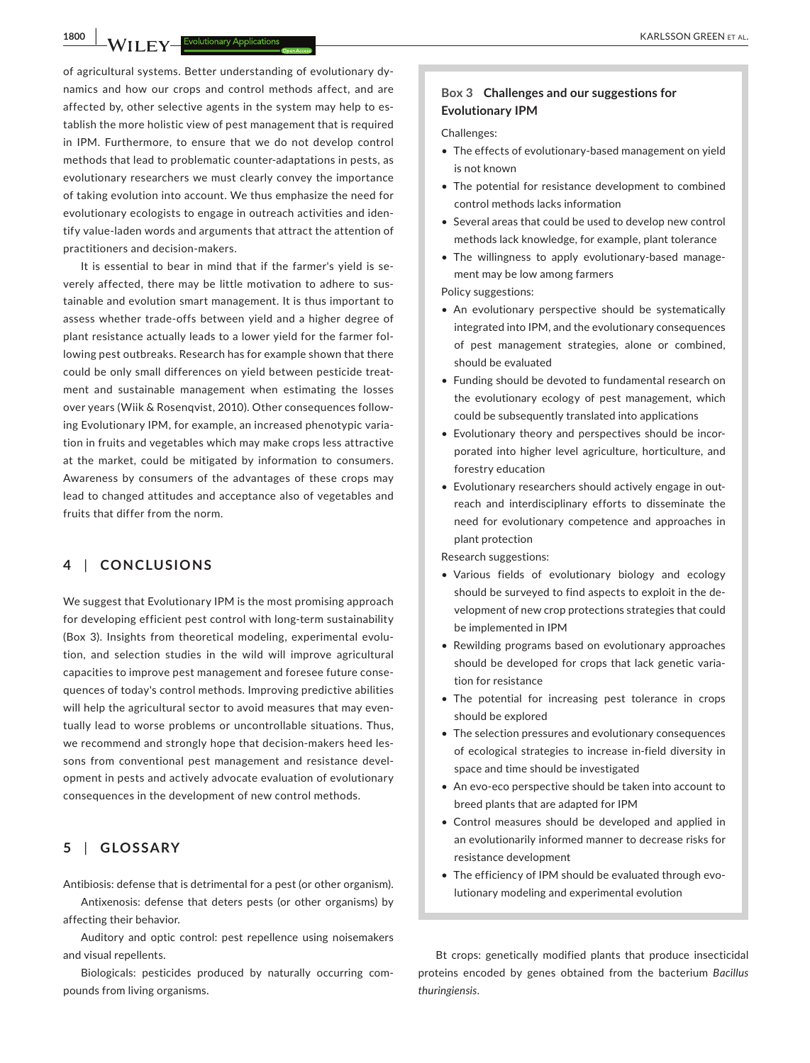of agricultural systems. Better understanding of evolutionary dynamics and how our crops and control methods affect, and are affected by, other selective agents in the system may help to establish the more holistic view of pest management that is required in IPM. Furthermore, to ensure that we do not develop control methods that lead to problematic counter-adaptations in pests, as evolutionary researchers we must clearly convey the importance of taking evolution into account. We thus emphasize the need for evolutionary ecologists to engage in outreach activities and identify value-laden words and arguments that attract the attention of practitioners and decision-makers.

It is essential to bear in mind that if the farmer's yield is severely affected, there may be little motivation to adhere to sustainable and evolution smart management. It is thus important to assess whether trade-offs between yield and a higher degree of plant resistance actually leads to a lower yield for the farmer following pest outbreaks. Research has for example shown that there could be only small differences on yield between pesticide treatment and sustainable management when estimating the losses over years (Wiik & Rosenqvist, 2010). Other consequences following Evolutionary IPM, for example, an increased phenotypic variation in fruits and vegetables which may make crops less attractive at the market, could be mitigated by information to consumers. Awareness by consumers of the advantages of these crops may lead to changed attitudes and acceptance also of vegetables and fruits that differ from the norm.

## 4 | CONCLUSIONS

We suggest that Evolutionary IPM is the most promising approach for developing efficient pest control with long-term sustainability (Box 3). Insights from theoretical modeling, experimental evolution, and selection studies in the wild will improve agricultural capacities to improve pest management and foresee future consequences of today's control methods. Improving predictive abilities will help the agricultural sector to avoid measures that may eventually lead to worse problems or uncontrollable situations. Thus, we recommend and strongly hope that decision-makers heed lessons from conventional pest management and resistance development in pests and actively advocate evaluation of evolutionary consequences in the development of new control methods.

> **Box 3 Challenges and our suggestions for Evolutionary IPM**
>
> Challenges:
>
> - The effects of evolutionary-based management on yield is not known
> - The potential for resistance development to combined control methods lacks information
> - Several areas that could be used to develop new control methods lack knowledge, for example, plant tolerance
> - The willingness to apply evolutionary-based management may be low among farmers
>
> Policy suggestions:
>
> - An evolutionary perspective should be systematically integrated into IPM, and the evolutionary consequences of pest management strategies, alone or combined, should be evaluated
> - Funding should be devoted to fundamental research on the evolutionary ecology of pest management, which could be subsequently translated into applications
> - Evolutionary theory and perspectives should be incorporated into higher level agriculture, horticulture, and forestry education
> - Evolutionary researchers should actively engage in outreach and interdisciplinary efforts to disseminate the need for evolutionary competence and approaches in plant protection
>
> Research suggestions:
>
> - Various fields of evolutionary biology and ecology should be surveyed to find aspects to exploit in the development of new crop protections strategies that could be implemented in IPM
> - Rewilding programs based on evolutionary approaches should be developed for crops that lack genetic variation for resistance
> - The potential for increasing pest tolerance in crops should be explored
> - The selection pressures and evolutionary consequences of ecological strategies to increase in-field diversity in space and time should be investigated
> - An evo-eco perspective should be taken into account to breed plants that are adapted for IPM
> - Control measures should be developed and applied in an evolutionarily informed manner to decrease risks for resistance development
> - The efficiency of IPM should be evaluated through evolutionary modeling and experimental evolution

## 5 | GLOSSARY

Antibiosis: defense that is detrimental for a pest (or other organism).

Antixenosis: defense that deters pests (or other organisms) by affecting their behavior.

Auditory and optic control: pest repellence using noisemakers and visual repellents.

Biologicals: pesticides produced by naturally occurring compounds from living organisms.

Bt crops: genetically modified plants that produce insecticidal proteins encoded by genes obtained from the bacterium *Bacillus thuringiensis*.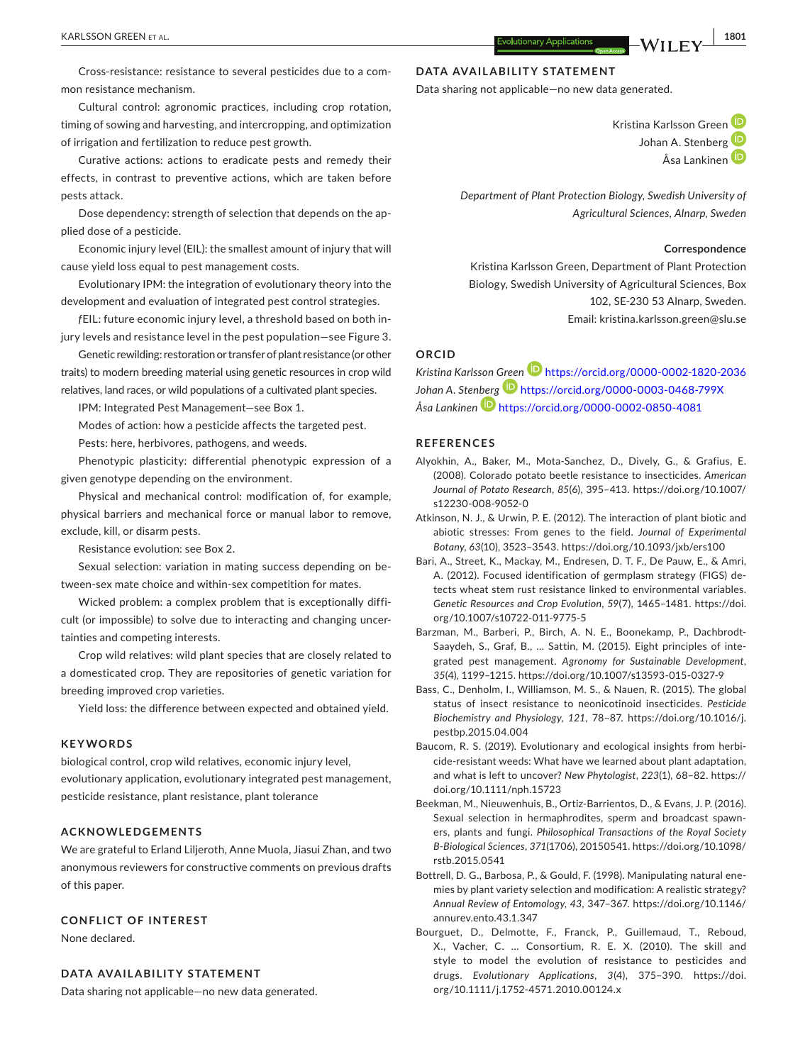Cross-resistance: resistance to several pesticides due to a common resistance mechanism.

Cultural control: agronomic practices, including crop rotation, timing of sowing and harvesting, and intercropping, and optimization of irrigation and fertilization to reduce pest growth.

Curative actions: actions to eradicate pests and remedy their effects, in contrast to preventive actions, which are taken before pests attack.

Dose dependency: strength of selection that depends on the applied dose of a pesticide.

Economic injury level (EIL): the smallest amount of injury that will cause yield loss equal to pest management costs.

Evolutionary IPM: the integration of evolutionary theory into the development and evaluation of integrated pest control strategies.

*f*EIL: future economic injury level, a threshold based on both injury levels and resistance level in the pest population—see Figure 3.

Genetic rewilding: restoration or transfer of plant resistance (or other traits) to modern breeding material using genetic resources in crop wild relatives, land races, or wild populations of a cultivated plant species.

IPM: Integrated Pest Management—see Box 1.

Modes of action: how a pesticide affects the targeted pest.

Pests: here, herbivores, pathogens, and weeds.

Phenotypic plasticity: differential phenotypic expression of a given genotype depending on the environment.

Physical and mechanical control: modification of, for example, physical barriers and mechanical force or manual labor to remove, exclude, kill, or disarm pests.

Resistance evolution: see Box 2.

Sexual selection: variation in mating success depending on between-sex mate choice and within-sex competition for mates.

Wicked problem: a complex problem that is exceptionally difficult (or impossible) to solve due to interacting and changing uncertainties and competing interests.

Crop wild relatives: wild plant species that are closely related to a domesticated crop. They are repositories of genetic variation for breeding improved crop varieties.

Yield loss: the difference between expected and obtained yield.

## KEYWORDS

biological control, crop wild relatives, economic injury level, evolutionary application, evolutionary integrated pest management, pesticide resistance, plant resistance, plant tolerance

## ACKNOWLEDGEMENTS

We are grateful to Erland Liljeroth, Anne Muola, Jiasui Zhan, and two anonymous reviewers for constructive comments on previous drafts of this paper.

## CONFLICT OF INTEREST

None declared.

## DATA AVAILABILITY STATEMENT

Data sharing not applicable—no new data generated.

## DATA AVAILABILITY STATEMENT

Data sharing not applicable—no new data generated.

Kristina Karlsson Green
Johan A. Stenberg
Åsa Lankinen

*Department of Plant Protection Biology, Swedish University of Agricultural Sciences, Alnarp, Sweden*

**Correspondence**
Kristina Karlsson Green, Department of Plant Protection Biology, Swedish University of Agricultural Sciences, Box 102, SE-230 53 Alnarp, Sweden.
Email: kristina.karlsson.green@slu.se

## ORCID

*Kristina Karlsson Green* https://orcid.org/0000-0002-1820-2036
*Johan A. Stenberg* https://orcid.org/0000-0003-0468-799X
*Åsa Lankinen* https://orcid.org/0000-0002-0850-4081

## REFERENCES

Alyokhin, A., Baker, M., Mota-Sanchez, D., Dively, G., & Grafius, E. (2008). Colorado potato beetle resistance to insecticides. *American Journal of Potato Research*, *85*(6), 395–413. https://doi.org/10.1007/s12230-008-9052-0

Atkinson, N. J., & Urwin, P. E. (2012). The interaction of plant biotic and abiotic stresses: From genes to the field. *Journal of Experimental Botany*, *63*(10), 3523–3543. https://doi.org/10.1093/jxb/ers100

Bari, A., Street, K., Mackay, M., Endresen, D. T. F., De Pauw, E., & Amri, A. (2012). Focused identification of germplasm strategy (FIGS) detects wheat stem rust resistance linked to environmental variables. *Genetic Resources and Crop Evolution*, *59*(7), 1465–1481. https://doi.org/10.1007/s10722-011-9775-5

Barzman, M., Barberi, P., Birch, A. N. E., Boonekamp, P., Dachbrodt-Saaydeh, S., Graf, B., … Sattin, M. (2015). Eight principles of integrated pest management. *Agronomy for Sustainable Development*, *35*(4), 1199–1215. https://doi.org/10.1007/s13593-015-0327-9

Bass, C., Denholm, I., Williamson, M. S., & Nauen, R. (2015). The global status of insect resistance to neonicotinoid insecticides. *Pesticide Biochemistry and Physiology*, *121*, 78–87. https://doi.org/10.1016/j.pestbp.2015.04.004

Baucom, R. S. (2019). Evolutionary and ecological insights from herbicide-resistant weeds: What have we learned about plant adaptation, and what is left to uncover? *New Phytologist*, *223*(1), 68–82. https://doi.org/10.1111/nph.15723

Beekman, M., Nieuwenhuis, B., Ortiz-Barrientos, D., & Evans, J. P. (2016). Sexual selection in hermaphrodites, sperm and broadcast spawners, plants and fungi. *Philosophical Transactions of the Royal Society B-Biological Sciences*, *371*(1706), 20150541. https://doi.org/10.1098/rstb.2015.0541

Bottrell, D. G., Barbosa, P., & Gould, F. (1998). Manipulating natural enemies by plant variety selection and modification: A realistic strategy? *Annual Review of Entomology*, *43*, 347–367. https://doi.org/10.1146/annurev.ento.43.1.347

Bourguet, D., Delmotte, F., Franck, P., Guillemaud, T., Reboud, X., Vacher, C. … Consortium, R. E. X. (2010). The skill and style to model the evolution of resistance to pesticides and drugs. *Evolutionary Applications*, *3*(4), 375–390. https://doi.org/10.1111/j.1752-4571.2010.00124.x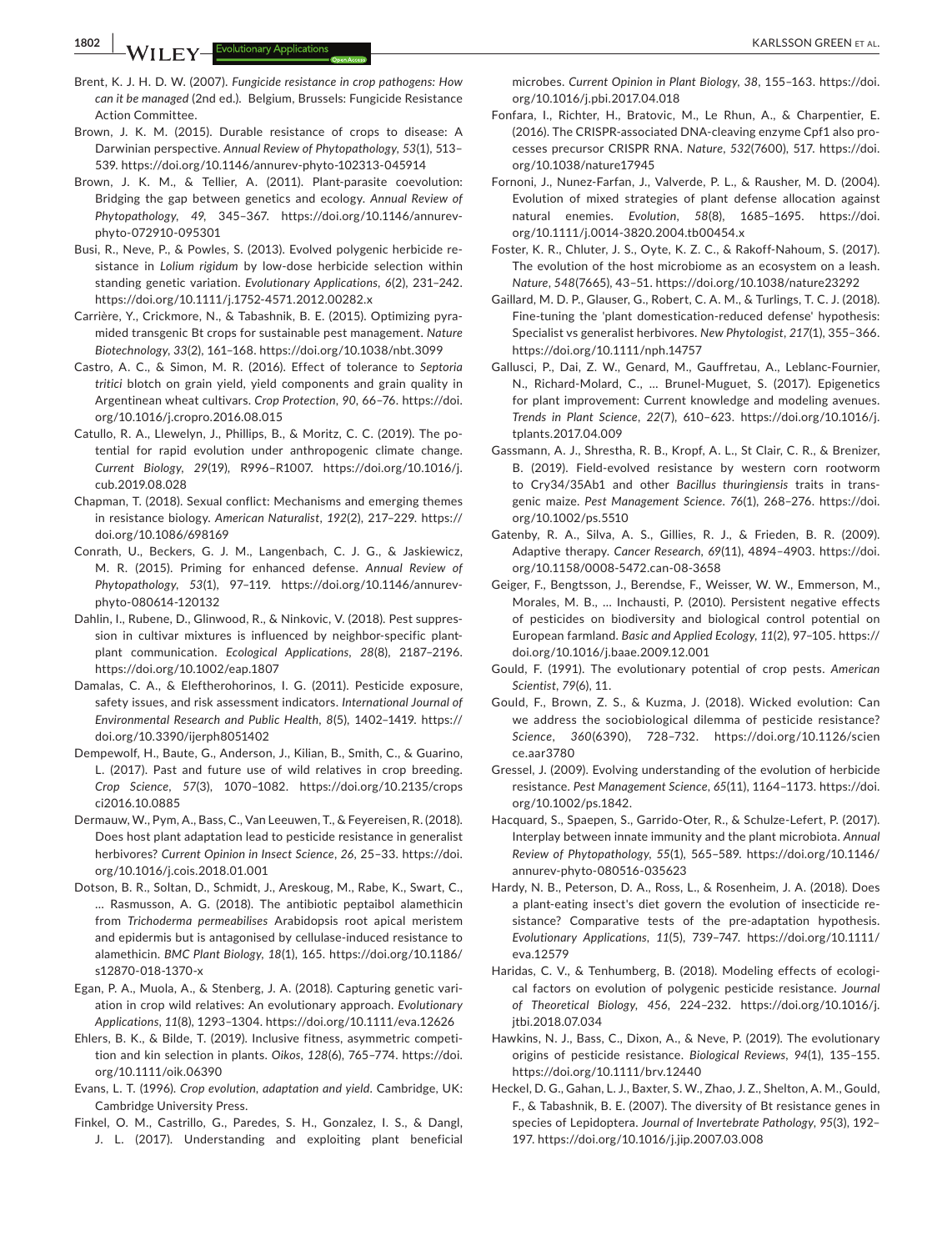Brent, K. J. H. D. W. (2007). *Fungicide resistance in crop pathogens: How can it be managed* (2nd ed.). Belgium, Brussels: Fungicide Resistance Action Committee.

Brown, J. K. M. (2015). Durable resistance of crops to disease: A Darwinian perspective. *Annual Review of Phytopathology*, *53*(1), 513–539. https://doi.org/10.1146/annurev-phyto-102313-045914

Brown, J. K. M., & Tellier, A. (2011). Plant-parasite coevolution: Bridging the gap between genetics and ecology. *Annual Review of Phytopathology*, *49*, 345–367. https://doi.org/10.1146/annurev-phyto-072910-095301

Busi, R., Neve, P., & Powles, S. (2013). Evolved polygenic herbicide resistance in *Lolium rigidum* by low-dose herbicide selection within standing genetic variation. *Evolutionary Applications*, *6*(2), 231–242. https://doi.org/10.1111/j.1752-4571.2012.00282.x

Carrière, Y., Crickmore, N., & Tabashnik, B. E. (2015). Optimizing pyramided transgenic Bt crops for sustainable pest management. *Nature Biotechnology*, *33*(2), 161–168. https://doi.org/10.1038/nbt.3099

Castro, A. C., & Simon, M. R. (2016). Effect of tolerance to *Septoria tritici* blotch on grain yield, yield components and grain quality in Argentinean wheat cultivars. *Crop Protection*, *90*, 66–76. https://doi.org/10.1016/j.cropro.2016.08.015

Catullo, R. A., Llewelyn, J., Phillips, B., & Moritz, C. C. (2019). The potential for rapid evolution under anthropogenic climate change. *Current Biology*, *29*(19), R996–R1007. https://doi.org/10.1016/j.cub.2019.08.028

Chapman, T. (2018). Sexual conflict: Mechanisms and emerging themes in resistance biology. *American Naturalist*, *192*(2), 217–229. https://doi.org/10.1086/698169

Conrath, U., Beckers, G. J. M., Langenbach, C. J. G., & Jaskiewicz, M. R. (2015). Priming for enhanced defense. *Annual Review of Phytopathology*, *53*(1), 97–119. https://doi.org/10.1146/annurev-phyto-080614-120132

Dahlin, I., Rubene, D., Glinwood, R., & Ninkovic, V. (2018). Pest suppression in cultivar mixtures is influenced by neighbor-specific plant-plant communication. *Ecological Applications*, *28*(8), 2187–2196. https://doi.org/10.1002/eap.1807

Damalas, C. A., & Eleftherohorinos, I. G. (2011). Pesticide exposure, safety issues, and risk assessment indicators. *International Journal of Environmental Research and Public Health*, *8*(5), 1402–1419. https://doi.org/10.3390/ijerph8051402

Dempewolf, H., Baute, G., Anderson, J., Kilian, B., Smith, C., & Guarino, L. (2017). Past and future use of wild relatives in crop breeding. *Crop Science*, *57*(3), 1070–1082. https://doi.org/10.2135/cropsci2016.10.0885

Dermauw, W., Pym, A., Bass, C., Van Leeuwen, T., & Feyereisen, R. (2018). Does host plant adaptation lead to pesticide resistance in generalist herbivores? *Current Opinion in Insect Science*, *26*, 25–33. https://doi.org/10.1016/j.cois.2018.01.001

Dotson, B. R., Soltan, D., Schmidt, J., Areskoug, M., Rabe, K., Swart, C., … Rasmusson, A. G. (2018). The antibiotic peptaibol alamethicin from *Trichoderma permeabilises* Arabidopsis root apical meristem and epidermis but is antagonised by cellulase-induced resistance to alamethicin. *BMC Plant Biology*, *18*(1), 165. https://doi.org/10.1186/s12870-018-1370-x

Egan, P. A., Muola, A., & Stenberg, J. A. (2018). Capturing genetic variation in crop wild relatives: An evolutionary approach. *Evolutionary Applications*, *11*(8), 1293–1304. https://doi.org/10.1111/eva.12626

Ehlers, B. K., & Bilde, T. (2019). Inclusive fitness, asymmetric competition and kin selection in plants. *Oikos*, *128*(6), 765–774. https://doi.org/10.1111/oik.06390

Evans, L. T. (1996). *Crop evolution, adaptation and yield*. Cambridge, UK: Cambridge University Press.

Finkel, O. M., Castrillo, G., Paredes, S. H., Gonzalez, I. S., & Dangl, J. L. (2017). Understanding and exploiting plant beneficial microbes. *Current Opinion in Plant Biology*, *38*, 155–163. https://doi.org/10.1016/j.pbi.2017.04.018

Fonfara, I., Richter, H., Bratovic, M., Le Rhun, A., & Charpentier, E. (2016). The CRISPR-associated DNA-cleaving enzyme Cpf1 also processes precursor CRISPR RNA. *Nature*, *532*(7600), 517. https://doi.org/10.1038/nature17945

Fornoni, J., Nunez-Farfan, J., Valverde, P. L., & Rausher, M. D. (2004). Evolution of mixed strategies of plant defense allocation against natural enemies. *Evolution*, *58*(8), 1685–1695. https://doi.org/10.1111/j.0014-3820.2004.tb00454.x

Foster, K. R., Chluter, J. S., Oyte, K. Z. C., & Rakoff-Nahoum, S. (2017). The evolution of the host microbiome as an ecosystem on a leash. *Nature*, *548*(7665), 43–51. https://doi.org/10.1038/nature23292

Gaillard, M. D. P., Glauser, G., Robert, C. A. M., & Turlings, T. C. J. (2018). Fine-tuning the 'plant domestication-reduced defense' hypothesis: Specialist vs generalist herbivores. *New Phytologist*, *217*(1), 355–366. https://doi.org/10.1111/nph.14757

Gallusci, P., Dai, Z. W., Genard, M., Gauffretau, A., Leblanc-Fournier, N., Richard-Molard, C., … Brunel-Muguet, S. (2017). Epigenetics for plant improvement: Current knowledge and modeling avenues. *Trends in Plant Science*, *22*(7), 610–623. https://doi.org/10.1016/j.tplants.2017.04.009

Gassmann, A. J., Shrestha, R. B., Kropf, A. L., St Clair, C. R., & Brenizer, B. (2019). Field-evolved resistance by western corn rootworm to Cry34/35Ab1 and other *Bacillus thuringiensis* traits in transgenic maize. *Pest Management Science*. *76*(1), 268–276. https://doi.org/10.1002/ps.5510

Gatenby, R. A., Silva, A. S., Gillies, R. J., & Frieden, B. R. (2009). Adaptive therapy. *Cancer Research*, *69*(11), 4894–4903. https://doi.org/10.1158/0008-5472.can-08-3658

Geiger, F., Bengtsson, J., Berendse, F., Weisser, W. W., Emmerson, M., Morales, M. B., … Inchausti, P. (2010). Persistent negative effects of pesticides on biodiversity and biological control potential on European farmland. *Basic and Applied Ecology*, *11*(2), 97–105. https://doi.org/10.1016/j.baae.2009.12.001

Gould, F. (1991). The evolutionary potential of crop pests. *American Scientist*, *79*(6), 11.

Gould, F., Brown, Z. S., & Kuzma, J. (2018). Wicked evolution: Can we address the sociobiological dilemma of pesticide resistance? *Science*, *360*(6390), 728–732. https://doi.org/10.1126/science.aar3780

Gressel, J. (2009). Evolving understanding of the evolution of herbicide resistance. *Pest Management Science*, *65*(11), 1164–1173. https://doi.org/10.1002/ps.1842.

Hacquard, S., Spaepen, S., Garrido-Oter, R., & Schulze-Lefert, P. (2017). Interplay between innate immunity and the plant microbiota. *Annual Review of Phytopathology*, *55*(1), 565–589. https://doi.org/10.1146/annurev-phyto-080516-035623

Hardy, N. B., Peterson, D. A., Ross, L., & Rosenheim, J. A. (2018). Does a plant-eating insect's diet govern the evolution of insecticide resistance? Comparative tests of the pre-adaptation hypothesis. *Evolutionary Applications*, *11*(5), 739–747. https://doi.org/10.1111/eva.12579

Haridas, C. V., & Tenhumberg, B. (2018). Modeling effects of ecological factors on evolution of polygenic pesticide resistance. *Journal of Theoretical Biology*, *456*, 224–232. https://doi.org/10.1016/j.jtbi.2018.07.034

Hawkins, N. J., Bass, C., Dixon, A., & Neve, P. (2019). The evolutionary origins of pesticide resistance. *Biological Reviews*, *94*(1), 135–155. https://doi.org/10.1111/brv.12440

Heckel, D. G., Gahan, L. J., Baxter, S. W., Zhao, J. Z., Shelton, A. M., Gould, F., & Tabashnik, B. E. (2007). The diversity of Bt resistance genes in species of Lepidoptera. *Journal of Invertebrate Pathology*, *95*(3), 192–197. https://doi.org/10.1016/j.jip.2007.03.008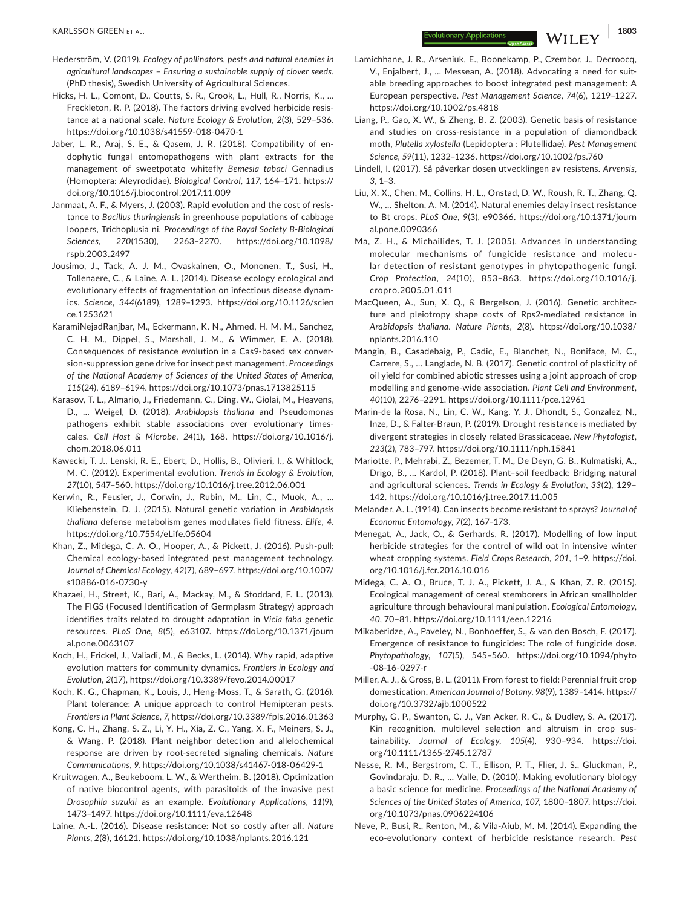Hederström, V. (2019). *Ecology of pollinators, pests and natural enemies in agricultural landscapes – Ensuring a sustainable supply of clover seeds*. (PhD thesis), Swedish University of Agricultural Sciences.

Hicks, H. L., Comont, D., Coutts, S. R., Crook, L., Hull, R., Norris, K., … Freckleton, R. P. (2018). The factors driving evolved herbicide resistance at a national scale. *Nature Ecology & Evolution*, *2*(3), 529–536. https://doi.org/10.1038/s41559-018-0470-1

Jaber, L. R., Araj, S. E., & Qasem, J. R. (2018). Compatibility of endophytic fungal entomopathogens with plant extracts for the management of sweetpotato whitefly *Bemesia tabaci* Gennadius (Homoptera: Aleyrodidae). *Biological Control*, *117*, 164–171. https://doi.org/10.1016/j.biocontrol.2017.11.009

Janmaat, A. F., & Myers, J. (2003). Rapid evolution and the cost of resistance to *Bacillus thuringiensis* in greenhouse populations of cabbage loopers, Trichoplusia ni. *Proceedings of the Royal Society B-Biological Sciences*, *270*(1530), 2263–2270. https://doi.org/10.1098/rspb.2003.2497

Jousimo, J., Tack, A. J. M., Ovaskainen, O., Mononen, T., Susi, H., Tollenaere, C., & Laine, A. L. (2014). Disease ecology ecological and evolutionary effects of fragmentation on infectious disease dynamics. *Science*, *344*(6189), 1289–1293. https://doi.org/10.1126/science.1253621

KaramiNejadRanjbar, M., Eckermann, K. N., Ahmed, H. M. M., Sanchez, C. H. M., Dippel, S., Marshall, J. M., & Wimmer, E. A. (2018). Consequences of resistance evolution in a Cas9-based sex conversion-suppression gene drive for insect pest management. *Proceedings of the National Academy of Sciences of the United States of America*, *115*(24), 6189–6194. https://doi.org/10.1073/pnas.1713825115

Karasov, T. L., Almario, J., Friedemann, C., Ding, W., Giolai, M., Heavens, D., … Weigel, D. (2018). *Arabidopsis thaliana* and Pseudomonas pathogens exhibit stable associations over evolutionary timescales. *Cell Host & Microbe*, *24*(1), 168. https://doi.org/10.1016/j.chom.2018.06.011

Kawecki, T. J., Lenski, R. E., Ebert, D., Hollis, B., Olivieri, I., & Whitlock, M. C. (2012). Experimental evolution. *Trends in Ecology & Evolution*, *27*(10), 547–560. https://doi.org/10.1016/j.tree.2012.06.001

Kerwin, R., Feusier, J., Corwin, J., Rubin, M., Lin, C., Muok, A., … Kliebenstein, D. J. (2015). Natural genetic variation in *Arabidopsis thaliana* defense metabolism genes modulates field fitness. *Elife*, *4*. https://doi.org/10.7554/eLife.05604

Khan, Z., Midega, C. A. O., Hooper, A., & Pickett, J. (2016). Push-pull: Chemical ecology-based integrated pest management technology. *Journal of Chemical Ecology*, *42*(7), 689–697. https://doi.org/10.1007/s10886-016-0730-y

Khazaei, H., Street, K., Bari, A., Mackay, M., & Stoddard, F. L. (2013). The FIGS (Focused Identification of Germplasm Strategy) approach identifies traits related to drought adaptation in *Vicia faba* genetic resources. *PLoS One*, *8*(5), e63107. https://doi.org/10.1371/journal.pone.0063107

Koch, H., Frickel, J., Valiadi, M., & Becks, L. (2014). Why rapid, adaptive evolution matters for community dynamics. *Frontiers in Ecology and Evolution*, *2*(17), https://doi.org/10.3389/fevo.2014.00017

Koch, K. G., Chapman, K., Louis, J., Heng-Moss, T., & Sarath, G. (2016). Plant tolerance: A unique approach to control Hemipteran pests. *Frontiers in Plant Science*, *7*, https://doi.org/10.3389/fpls.2016.01363

Kong, C. H., Zhang, S. Z., Li, Y. H., Xia, Z. C., Yang, X. F., Meiners, S. J., & Wang, P. (2018). Plant neighbor detection and allelochemical response are driven by root-secreted signaling chemicals. *Nature Communications*, *9*. https://doi.org/10.1038/s41467-018-06429-1

Kruitwagen, A., Beukeboom, L. W., & Wertheim, B. (2018). Optimization of native biocontrol agents, with parasitoids of the invasive pest *Drosophila suzukii* as an example. *Evolutionary Applications*, *11*(9), 1473–1497. https://doi.org/10.1111/eva.12648

Laine, A.-L. (2016). Disease resistance: Not so costly after all. *Nature Plants*, *2*(8), 16121. https://doi.org/10.1038/nplants.2016.121

Lamichhane, J. R., Arseniuk, E., Boonekamp, P., Czembor, J., Decroocq, V., Enjalbert, J., … Messean, A. (2018). Advocating a need for suitable breeding approaches to boost integrated pest management: A European perspective. *Pest Management Science*, *74*(6), 1219–1227. https://doi.org/10.1002/ps.4818

Liang, P., Gao, X. W., & Zheng, B. Z. (2003). Genetic basis of resistance and studies on cross-resistance in a population of diamondback moth, *Plutella xylostella* (Lepidoptera : Plutellidae). *Pest Management Science*, *59*(11), 1232–1236. https://doi.org/10.1002/ps.760

Lindell, I. (2017). Så påverkar dosen utvecklingen av resistens. *Arvensis*, *3*, 1–3.

Liu, X. X., Chen, M., Collins, H. L., Onstad, D. W., Roush, R. T., Zhang, Q. W., … Shelton, A. M. (2014). Natural enemies delay insect resistance to Bt crops. *PLoS One*, *9*(3), e90366. https://doi.org/10.1371/journal.pone.0090366

Ma, Z. H., & Michailides, T. J. (2005). Advances in understanding molecular mechanisms of fungicide resistance and molecular detection of resistant genotypes in phytopathogenic fungi. *Crop Protection*, *24*(10), 853–863. https://doi.org/10.1016/j.cropro.2005.01.011

MacQueen, A., Sun, X. Q., & Bergelson, J. (2016). Genetic architecture and pleiotropy shape costs of Rps2-mediated resistance in *Arabidopsis thaliana*. *Nature Plants*, *2*(8). https://doi.org/10.1038/nplants.2016.110

Mangin, B., Casadebaig, P., Cadic, E., Blanchet, N., Boniface, M. C., Carrere, S., … Langlade, N. B. (2017). Genetic control of plasticity of oil yield for combined abiotic stresses using a joint approach of crop modelling and genome-wide association. *Plant Cell and Environment*, *40*(10), 2276–2291. https://doi.org/10.1111/pce.12961

Marin-de la Rosa, N., Lin, C. W., Kang, Y. J., Dhondt, S., Gonzalez, N., Inze, D., & Falter-Braun, P. (2019). Drought resistance is mediated by divergent strategies in closely related Brassicaceae. *New Phytologist*, *223*(2), 783–797. https://doi.org/10.1111/nph.15841

Mariotte, P., Mehrabi, Z., Bezemer, T. M., De Deyn, G. B., Kulmatiski, A., Drigo, B., … Kardol, P. (2018). Plant–soil feedback: Bridging natural and agricultural sciences. *Trends in Ecology & Evolution*, *33*(2), 129–142. https://doi.org/10.1016/j.tree.2017.11.005

Melander, A. L. (1914). Can insects become resistant to sprays? *Journal of Economic Entomology*, *7*(2), 167–173.

Menegat, A., Jack, O., & Gerhards, R. (2017). Modelling of low input herbicide strategies for the control of wild oat in intensive winter wheat cropping systems. *Field Crops Research*, *201*, 1–9. https://doi.org/10.1016/j.fcr.2016.10.016

Midega, C. A. O., Bruce, T. J. A., Pickett, J. A., & Khan, Z. R. (2015). Ecological management of cereal stemborers in African smallholder agriculture through behavioural manipulation. *Ecological Entomology*, *40*, 70–81. https://doi.org/10.1111/een.12216

Mikaberidze, A., Paveley, N., Bonhoeffer, S., & van den Bosch, F. (2017). Emergence of resistance to fungicides: The role of fungicide dose. *Phytopathology*, *107*(5), 545–560. https://doi.org/10.1094/phyto-08-16-0297-r

Miller, A. J., & Gross, B. L. (2011). From forest to field: Perennial fruit crop domestication. *American Journal of Botany*, *98*(9), 1389–1414. https://doi.org/10.3732/ajb.1000522

Murphy, G. P., Swanton, C. J., Van Acker, R. C., & Dudley, S. A. (2017). Kin recognition, multilevel selection and altruism in crop sustainability. *Journal of Ecology*, *105*(4), 930–934. https://doi.org/10.1111/1365-2745.12787

Nesse, R. M., Bergstrom, C. T., Ellison, P. T., Flier, J. S., Gluckman, P., Govindaraju, D. R., … Valle, D. (2010). Making evolutionary biology a basic science for medicine. *Proceedings of the National Academy of Sciences of the United States of America*, *107*, 1800–1807. https://doi.org/10.1073/pnas.0906224106

Neve, P., Busi, R., Renton, M., & Vila-Aiub, M. M. (2014). Expanding the eco-evolutionary context of herbicide resistance research. *Pest*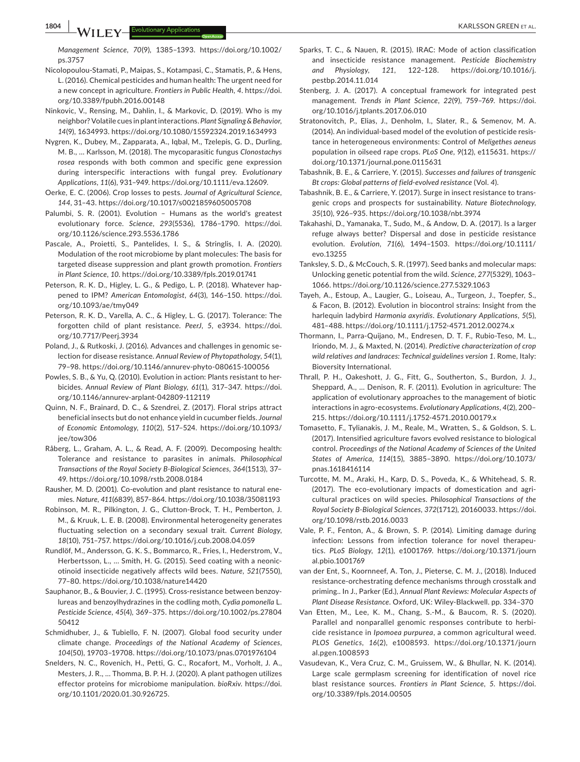*Management Science*, *70*(9), 1385–1393. https://doi.org/10.1002/ps.3757

Nicolopoulou-Stamati, P., Maipas, S., Kotampasi, C., Stamatis, P., & Hens, L. (2016). Chemical pesticides and human health: The urgent need for a new concept in agriculture. *Frontiers in Public Health*, *4*. https://doi.org/10.3389/fpubh.2016.00148

Ninkovic, V., Rensing, M., Dahlin, I., & Markovic, D. (2019). Who is my neighbor? Volatile cues in plant interactions. *Plant Signaling & Behavior*, *14*(9), 1634993. https://doi.org/10.1080/15592324.2019.1634993

Nygren, K., Dubey, M., Zapparata, A., Iqbal, M., Tzelepis, G. D., Durling, M. B., … Karlsson, M. (2018). The mycoparasitic fungus *Clonostachys rosea* responds with both common and specific gene expression during interspecific interactions with fungal prey. *Evolutionary Applications*, *11*(6), 931–949. https://doi.org/10.1111/eva.12609.

Oerke, E. C. (2006). Crop losses to pests. *Journal of Agricultural Science*, *144*, 31–43. https://doi.org/10.1017/s0021859605005708

Palumbi, S. R. (2001). Evolution – Humans as the world's greatest evolutionary force. *Science*, *293*(5536), 1786–1790. https://doi.org/10.1126/science.293.5536.1786

Pascale, A., Proietti, S., Pantelides, I. S., & Stringlis, I. A. (2020). Modulation of the root microbiome by plant molecules: The basis for targeted disease suppression and plant growth promotion. *Frontiers in Plant Science*, *10*. https://doi.org/10.3389/fpls.2019.01741

Peterson, R. K. D., Higley, L. G., & Pedigo, L. P. (2018). Whatever happened to IPM? *American Entomologist*, *64*(3), 146–150. https://doi.org/10.1093/ae/tmy049

Peterson, R. K. D., Varella, A. C., & Higley, L. G. (2017). Tolerance: The forgotten child of plant resistance. *PeerJ*, *5*, e3934. https://doi.org/10.7717/Peerj.3934

Poland, J., & Rutkoski, J. (2016). Advances and challenges in genomic selection for disease resistance. *Annual Review of Phytopathology*, *54*(1), 79–98. https://doi.org/10.1146/annurev-phyto-080615-100056

Powles, S. B., & Yu, Q. (2010). Evolution in action: Plants resistant to herbicides. *Annual Review of Plant Biology*, *61*(1), 317–347. https://doi.org/10.1146/annurev-arplant-042809-112119

Quinn, N. F., Brainard, D. C., & Szendrei, Z. (2017). Floral strips attract beneficial insects but do not enhance yield in cucumber fields. *Journal of Economic Entomology*, *110*(2), 517–524. https://doi.org/10.1093/jee/tow306

Råberg, L., Graham, A. L., & Read, A. F. (2009). Decomposing health: Tolerance and resistance to parasites in animals. *Philosophical Transactions of the Royal Society B-Biological Sciences*, *364*(1513), 37–49. https://doi.org/10.1098/rstb.2008.0184

Rausher, M. D. (2001). Co-evolution and plant resistance to natural enemies. *Nature*, *411*(6839), 857–864. https://doi.org/10.1038/35081193

Robinson, M. R., Pilkington, J. G., Clutton-Brock, T. H., Pemberton, J. M., & Kruuk, L. E. B. (2008). Environmental heterogeneity generates fluctuating selection on a secondary sexual trait. *Current Biology*, *18*(10), 751–757. https://doi.org/10.1016/j.cub.2008.04.059

Rundlöf, M., Andersson, G. K. S., Bommarco, R., Fries, I., Hederstrom, V., Herbertsson, L., … Smith, H. G. (2015). Seed coating with a neonicotinoid insecticide negatively affects wild bees. *Nature*, *521*(7550), 77–80. https://doi.org/10.1038/nature14420

Sauphanor, B., & Bouvier, J. C. (1995). Cross-resistance between benzoylureas and benzoylhydrazines in the codling moth, *Cydia pomonella* L. *Pesticide Science*, *45*(4), 369–375. https://doi.org/10.1002/ps.2780450412

Schmidhuber, J., & Tubiello, F. N. (2007). Global food security under climate change. *Proceedings of the National Academy of Sciences*, *104*(50), 19703–19708. https://doi.org/10.1073/pnas.0701976104

Snelders, N. C., Rovenich, H., Petti, G. C., Rocafort, M., Vorholt, J. A., Mesters, J. R., … Thomma, B. P. H. J. (2020). A plant pathogen utilizes effector proteins for microbiome manipulation. *bioRxiv*. https://doi.org/10.1101/2020.01.30.926725.

Sparks, T. C., & Nauen, R. (2015). IRAC: Mode of action classification and insecticide resistance management. *Pesticide Biochemistry and Physiology*, *121*, 122–128. https://doi.org/10.1016/j.pestbp.2014.11.014

Stenberg, J. A. (2017). A conceptual framework for integrated pest management. *Trends in Plant Science*, *22*(9), 759–769. https://doi.org/10.1016/j.tplants.2017.06.010

Stratonovitch, P., Elias, J., Denholm, I., Slater, R., & Semenov, M. A. (2014). An individual-based model of the evolution of pesticide resistance in heterogeneous environments: Control of *Meligethes aeneus* population in oilseed rape crops. *PLoS One*, *9*(12), e115631. https://doi.org/10.1371/journal.pone.0115631

Tabashnik, B. E., & Carriere, Y. (2015). *Successes and failures of transgenic Bt crops: Global patterns of field-evolved resistance* (Vol. 4).

Tabashnik, B. E., & Carriere, Y. (2017). Surge in insect resistance to transgenic crops and prospects for sustainability. *Nature Biotechnology*, *35*(10), 926–935. https://doi.org/10.1038/nbt.3974

Takahashi, D., Yamanaka, T., Sudo, M., & Andow, D. A. (2017). Is a larger refuge always better? Dispersal and dose in pesticide resistance evolution. *Evolution*, *71*(6), 1494–1503. https://doi.org/10.1111/evo.13255

Tanksley, S. D., & McCouch, S. R. (1997). Seed banks and molecular maps: Unlocking genetic potential from the wild. *Science*, *277*(5329), 1063–1066. https://doi.org/10.1126/science.277.5329.1063

Tayeh, A., Estoup, A., Laugier, G., Loiseau, A., Turgeon, J., Toepfer, S., & Facon, B. (2012). Evolution in biocontrol strains: Insight from the harlequin ladybird *Harmonia axyridis*. *Evolutionary Applications*, *5*(5), 481–488. https://doi.org/10.1111/j.1752-4571.2012.00274.x

Thormann, I., Parra-Quijano, M., Endresen, D. T. F., Rubio-Teso, M. L., Iriondo, M. J., & Maxted, N. (2014). *Predictive characterization of crop wild relatives and landraces: Technical guidelines version 1*. Rome, Italy: Bioversity International.

Thrall, P. H., Oakeshott, J. G., Fitt, G., Southerton, S., Burdon, J. J., Sheppard, A., … Denison, R. F. (2011). Evolution in agriculture: The application of evolutionary approaches to the management of biotic interactions in agro-ecosystems. *Evolutionary Applications*, *4*(2), 200–215. https://doi.org/10.1111/j.1752-4571.2010.00179.x

Tomasetto, F., Tylianakis, J. M., Reale, M., Wratten, S., & Goldson, S. L. (2017). Intensified agriculture favors evolved resistance to biological control. *Proceedings of the National Academy of Sciences of the United States of America*, *114*(15), 3885–3890. https://doi.org/10.1073/pnas.1618416114

Turcotte, M. M., Araki, H., Karp, D. S., Poveda, K., & Whitehead, S. R. (2017). The eco-evolutionary impacts of domestication and agricultural practices on wild species. *Philosophical Transactions of the Royal Society B-Biological Sciences*, *372*(1712), 20160033. https://doi.org/10.1098/rstb.2016.0033

Vale, P. F., Fenton, A., & Brown, S. P. (2014). Limiting damage during infection: Lessons from infection tolerance for novel therapeutics. *PLoS Biology*, *12*(1), e1001769. https://doi.org/10.1371/journal.pbio.1001769

van der Ent, S., Koornneef, A. Ton, J., Pieterse, C. M. J., (2018). Induced resistance-orchestrating defence mechanisms through crosstalk and priming.. In J., Parker (Ed.), *Annual Plant Reviews: Molecular Aspects of Plant Disease Resistance*. Oxford, UK: Wiley-Blackwell. pp. 334–370

Van Etten, M., Lee, K. M., Chang, S.-M., & Baucom, R. S. (2020). Parallel and nonparallel genomic responses contribute to herbicide resistance in *Ipomoea purpurea*, a common agricultural weed. *PLOS Genetics*, *16*(2), e1008593. https://doi.org/10.1371/journal.pgen.1008593

Vasudevan, K., Vera Cruz, C. M., Gruissem, W., & Bhullar, N. K. (2014). Large scale germplasm screening for identification of novel rice blast resistance sources. *Frontiers in Plant Science*, *5*. https://doi.org/10.3389/fpls.2014.00505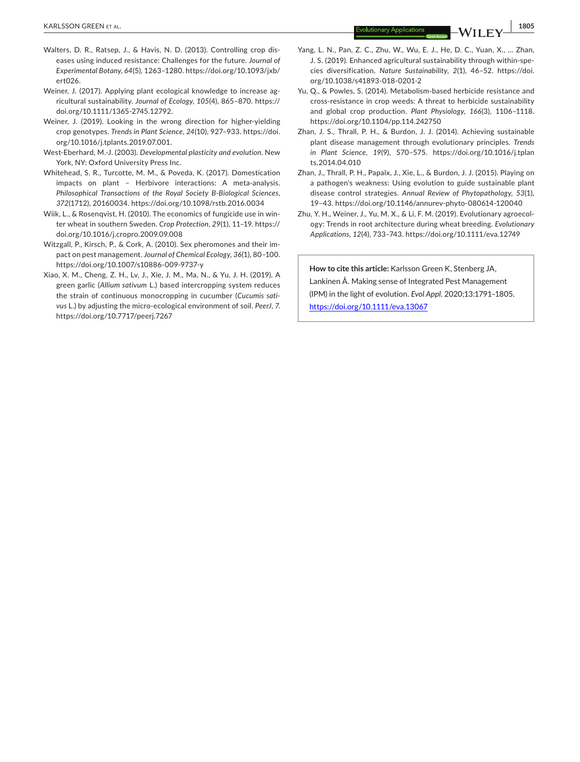Walters, D. R., Ratsep, J., & Havis, N. D. (2013). Controlling crop diseases using induced resistance: Challenges for the future. *Journal of Experimental Botany*, *64*(5), 1263–1280. https://doi.org/10.1093/jxb/ert026.

Weiner, J. (2017). Applying plant ecological knowledge to increase agricultural sustainability. *Journal of Ecology*, *105*(4), 865–870. https://doi.org/10.1111/1365-2745.12792.

Weiner, J. (2019). Looking in the wrong direction for higher-yielding crop genotypes. *Trends in Plant Science*, *24*(10), 927–933. https://doi.org/10.1016/j.tplants.2019.07.001.

West-Eberhard, M.-J. (2003). *Developmental plasticity and evolution*. New York, NY: Oxford University Press Inc.

Whitehead, S. R., Turcotte, M. M., & Poveda, K. (2017). Domestication impacts on plant – Herbivore interactions: A meta-analysis. *Philosophical Transactions of the Royal Society B-Biological Sciences*, *372*(1712), 20160034. https://doi.org/10.1098/rstb.2016.0034

Wiik, L., & Rosenqvist, H. (2010). The economics of fungicide use in winter wheat in southern Sweden. *Crop Protection*, *29*(1), 11–19. https://doi.org/10.1016/j.cropro.2009.09.008

Witzgall, P., Kirsch, P., & Cork, A. (2010). Sex pheromones and their impact on pest management. *Journal of Chemical Ecology*, *36*(1), 80–100. https://doi.org/10.1007/s10886-009-9737-y

Xiao, X. M., Cheng, Z. H., Lv, J., Xie, J. M., Ma, N., & Yu, J. H. (2019). A green garlic (*Allium sativum* L.) based intercropping system reduces the strain of continuous monocropping in cucumber (*Cucumis sativus* L.) by adjusting the micro-ecological environment of soil. *PeerJ*, *7*. https://doi.org/10.7717/peerj.7267

Yang, L. N., Pan, Z. C., Zhu, W., Wu, E. J., He, D. C., Yuan, X., … Zhan, J. S. (2019). Enhanced agricultural sustainability through within-species diversification. *Nature Sustainability*, *2*(1), 46–52. https://doi.org/10.1038/s41893-018-0201-2

Yu, Q., & Powles, S. (2014). Metabolism-based herbicide resistance and cross-resistance in crop weeds: A threat to herbicide sustainability and global crop production. *Plant Physiology*, *166*(3), 1106–1118. https://doi.org/10.1104/pp.114.242750

Zhan, J. S., Thrall, P. H., & Burdon, J. J. (2014). Achieving sustainable plant disease management through evolutionary principles. *Trends in Plant Science*, *19*(9), 570–575. https://doi.org/10.1016/j.tplants.2014.04.010

Zhan, J., Thrall, P. H., Papaïx, J., Xie, L., & Burdon, J. J. (2015). Playing on a pathogen's weakness: Using evolution to guide sustainable plant disease control strategies. *Annual Review of Phytopathology*, *53*(1), 19–43. https://doi.org/10.1146/annurev-phyto-080614-120040

Zhu, Y. H., Weiner, J., Yu, M. X., & Li, F. M. (2019). Evolutionary agroecology: Trends in root architecture during wheat breeding. *Evolutionary Applications*, *12*(4), 733–743. https://doi.org/10.1111/eva.12749

**How to cite this article:** Karlsson Green K, Stenberg JA, Lankinen Å. Making sense of Integrated Pest Management (IPM) in the light of evolution. *Evol Appl*. 2020;13:1791–1805. https://doi.org/10.1111/eva.13067